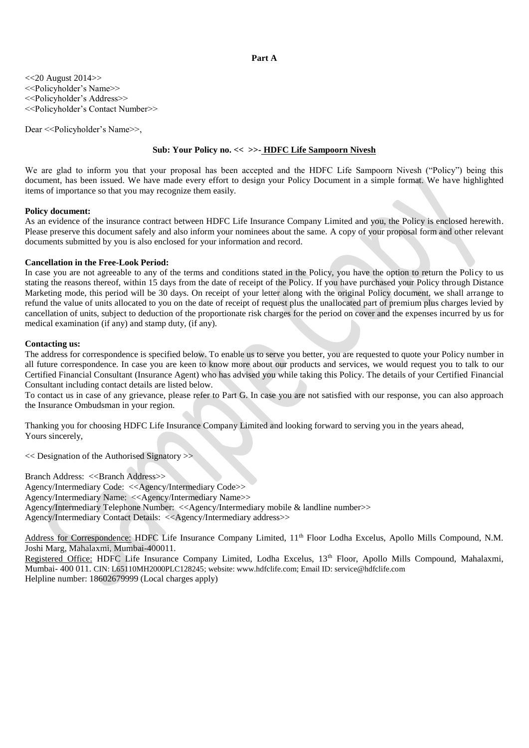**Part A**

<<20 August 2014>>
<<Policyholder's Name>>
<<Policyholder's Address>>
<<Policyholder's Contact Number>>

Dear <<Policyholder's Name>>,

**Sub: Your Policy no. << >>- HDFC Life Sampoorn Nivesh**

We are glad to inform you that your proposal has been accepted and the HDFC Life Sampoorn Nivesh ("Policy") being this document, has been issued. We have made every effort to design your Policy Document in a simple format. We have highlighted items of importance so that you may recognize them easily.

**Policy document:**
As an evidence of the insurance contract between HDFC Life Insurance Company Limited and you, the Policy is enclosed herewith. Please preserve this document safely and also inform your nominees about the same. A copy of your proposal form and other relevant documents submitted by you is also enclosed for your information and record.

**Cancellation in the Free-Look Period:**
In case you are not agreeable to any of the terms and conditions stated in the Policy, you have the option to return the Policy to us stating the reasons thereof, within 15 days from the date of receipt of the Policy. If you have purchased your Policy through Distance Marketing mode, this period will be 30 days. On receipt of your letter along with the original Policy document, we shall arrange to refund the value of units allocated to you on the date of receipt of request plus the unallocated part of premium plus charges levied by cancellation of units, subject to deduction of the proportionate risk charges for the period on cover and the expenses incurred by us for medical examination (if any) and stamp duty, (if any).

**Contacting us:**
The address for correspondence is specified below. To enable us to serve you better, you are requested to quote your Policy number in all future correspondence. In case you are keen to know more about our products and services, we would request you to talk to our Certified Financial Consultant (Insurance Agent) who has advised you while taking this Policy. The details of your Certified Financial Consultant including contact details are listed below.
To contact us in case of any grievance, please refer to Part G. In case you are not satisfied with our response, you can also approach the Insurance Ombudsman in your region.

Thanking you for choosing HDFC Life Insurance Company Limited and looking forward to serving you in the years ahead,
Yours sincerely,

<< Designation of the Authorised Signatory >>

Branch Address: <<Branch Address>>
Agency/Intermediary Code: <<Agency/Intermediary Code>>
Agency/Intermediary Name: <<Agency/Intermediary Name>>
Agency/Intermediary Telephone Number: <<Agency/Intermediary mobile & landline number>>
Agency/Intermediary Contact Details: <<Agency/Intermediary address>>

Address for Correspondence: HDFC Life Insurance Company Limited, 11th Floor Lodha Excelus, Apollo Mills Compound, N.M. Joshi Marg, Mahalaxmi, Mumbai-400011.
Registered Office: HDFC Life Insurance Company Limited, Lodha Excelus, 13th Floor, Apollo Mills Compound, Mahalaxmi, Mumbai- 400 011. CIN: L65110MH2000PLC128245; website: www.hdfclife.com; Email ID: service@hdfclife.com
Helpline number: 18602679999 (Local charges apply)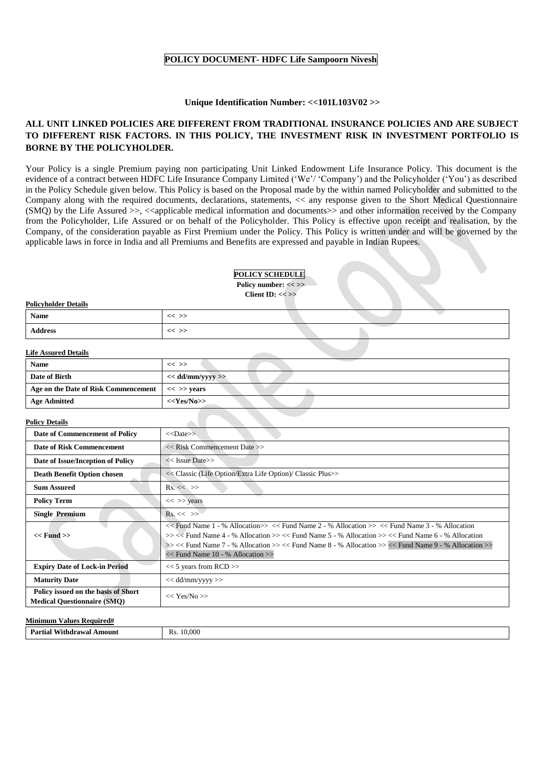# POLICY DOCUMENT- HDFC Life Sampoorn Nivesh

**Unique Identification Number: <<101L103V02 >>**

**ALL UNIT LINKED POLICIES ARE DIFFERENT FROM TRADITIONAL INSURANCE POLICIES AND ARE SUBJECT TO DIFFERENT RISK FACTORS. IN THIS POLICY, THE INVESTMENT RISK IN INVESTMENT PORTFOLIO IS BORNE BY THE POLICYHOLDER.**

Your Policy is a single Premium paying non participating Unit Linked Endowment Life Insurance Policy. This document is the evidence of a contract between HDFC Life Insurance Company Limited ('We'/ 'Company') and the Policyholder ('You') as described in the Policy Schedule given below. This Policy is based on the Proposal made by the within named Policyholder and submitted to the Company along with the required documents, declarations, statements, << any response given to the Short Medical Questionnaire (SMQ) by the Life Assured >>, <<applicable medical information and documents>> and other information received by the Company from the Policyholder, Life Assured or on behalf of the Policyholder. This Policy is effective upon receipt and realisation, by the Company, of the consideration payable as First Premium under the Policy. This Policy is written under and will be governed by the applicable laws in force in India and all Premiums and Benefits are expressed and payable in Indian Rupees.

## POLICY SCHEDULE

**Policy number: << >>**
**Client ID: << >>**

**Policyholder Details**

| | |
|---|---|
| **Name** | << >> |
| **Address** | << >> |

**Life Assured Details**

| | |
|---|---|
| **Name** | << >> |
| **Date of Birth** | **<< dd/mm/yyyy >>** |
| **Age on the Date of Risk Commencement** | **<< >> years** |
| **Age Admitted** | **<<Yes/No>>** |

**Policy Details**

| | |
|---|---|
| **Date of Commencement of Policy** | <<Date>> |
| **Date of Risk Commencement** | << Risk Commencement Date >> |
| **Date of Issue/Inception of Policy** | << Issue Date>> |
| **Death Benefit Option chosen** | << Classic (Life Option/Extra Life Option)/ Classic Plus>> |
| **Sum Assured** | Rs. << >> |
| **Policy Term** | << >> years |
| **Single Premium** | Rs. << >> |
| **<< Fund >>** | << Fund Name 1 - % Allocation>> << Fund Name 2 - % Allocation >> << Fund Name 3 - % Allocation >> << Fund Name 4 - % Allocation >> << Fund Name 5 - % Allocation >> << Fund Name 6 - % Allocation >> << Fund Name 7 - % Allocation >> << Fund Name 8 - % Allocation >> << Fund Name 9 - % Allocation >> << Fund Name 10 - % Allocation >> |
| **Expiry Date of Lock-in Period** | << 5 years from RCD >> |
| **Maturity Date** | << dd/mm/yyyy >> |
| **Policy issued on the basis of Short Medical Questionnaire (SMQ)** | << Yes/No >> |

**Minimum Values Required#**

| | |
|---|---|
| **Partial Withdrawal Amount** | Rs. 10,000 |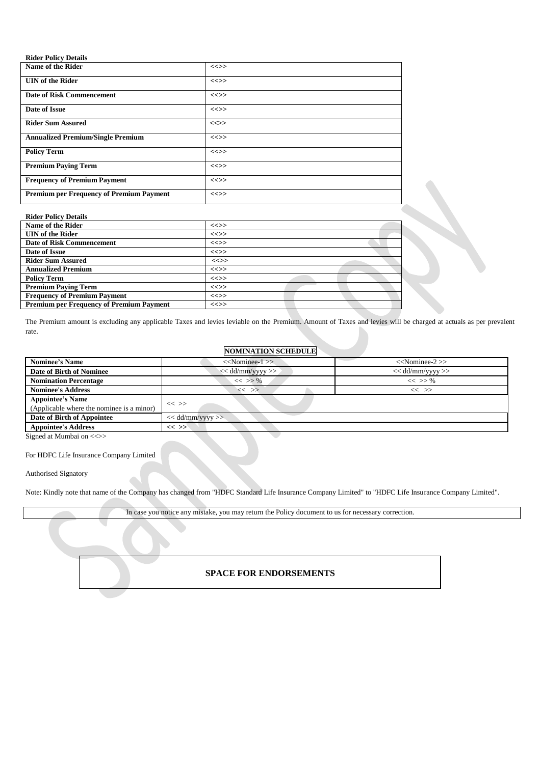**Rider Policy Details**

| Name of the Rider | <<>> |
|---|---|
| UIN of the Rider | <<>> |
| Date of Risk Commencement | <<>> |
| Date of Issue | <<>> |
| Rider Sum Assured | <<>> |
| Annualized Premium/Single Premium | <<>> |
| Policy Term | <<>> |
| Premium Paying Term | <<>> |
| Frequency of Premium Payment | <<>> |
| Premium per Frequency of Premium Payment | <<>> |

**Rider Policy Details**

| Name of the Rider | <<>> |
|---|---|
| UIN of the Rider | <<>> |
| Date of Risk Commencement | <<>> |
| Date of Issue | <<>> |
| Rider Sum Assured | <<>> |
| Annualized Premium | <<>> |
| Policy Term | <<>> |
| Premium Paying Term | <<>> |
| Frequency of Premium Payment | <<>> |
| Premium per Frequency of Premium Payment | <<>> |

The Premium amount is excluding any applicable Taxes and levies leviable on the Premium. Amount of Taxes and levies will be charged at actuals as per prevalent rate.

**NOMINATION SCHEDULE**

| Nominee's Name | <<Nominee-1 >> | <<Nominee-2 >> |
|---|---|---|
| Date of Birth of Nominee | << dd/mm/yyyy >> | << dd/mm/yyyy >> |
| Nomination Percentage | << >> % | << >> % |
| Nominee's Address | << >> | << >> |
| Appointee's Name (Applicable where the nominee is a minor) | << >> | |
| Date of Birth of Appointee | << dd/mm/yyyy >> | |
| Appointee's Address | << >> | |

Signed at Mumbai on <<>>

For HDFC Life Insurance Company Limited

Authorised Signatory

Note: Kindly note that name of the Company has changed from "HDFC Standard Life Insurance Company Limited" to "HDFC Life Insurance Company Limited".

In case you notice any mistake, you may return the Policy document to us for necessary correction.

**SPACE FOR ENDORSEMENTS**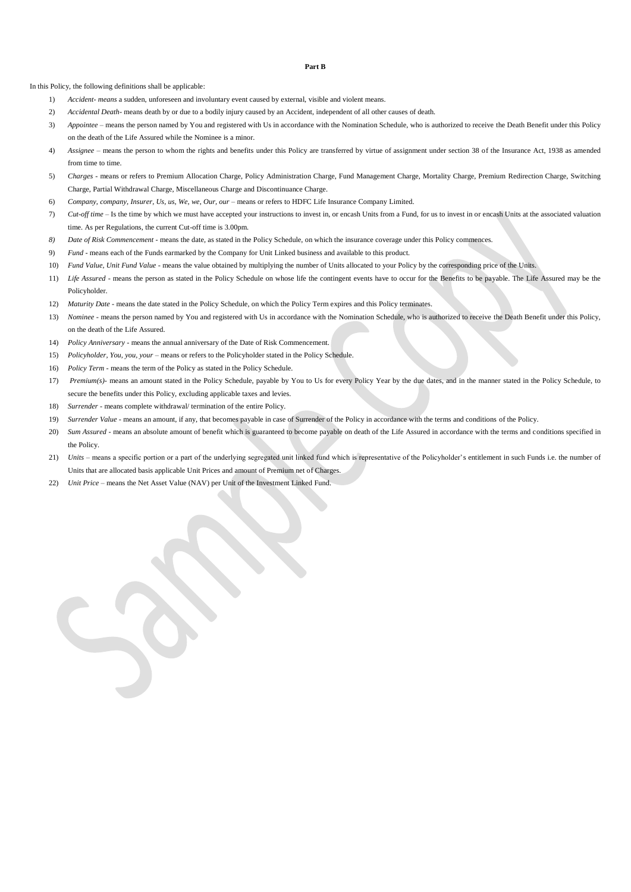**Part B**

In this Policy, the following definitions shall be applicable:

1) *Accident- means* a sudden, unforeseen and involuntary event caused by external, visible and violent means.
2) *Accidental Death*- means death by or due to a bodily injury caused by an Accident, independent of all other causes of death.
3) *Appointee* – means the person named by You and registered with Us in accordance with the Nomination Schedule, who is authorized to receive the Death Benefit under this Policy on the death of the Life Assured while the Nominee is a minor.
4) *Assignee* – means the person to whom the rights and benefits under this Policy are transferred by virtue of assignment under section 38 of the Insurance Act, 1938 as amended from time to time.
5) *Charges* - means or refers to Premium Allocation Charge, Policy Administration Charge, Fund Management Charge, Mortality Charge, Premium Redirection Charge, Switching Charge, Partial Withdrawal Charge, Miscellaneous Charge and Discontinuance Charge.
6) *Company, company, Insurer, Us, us, We, we, Our, our* – means or refers to HDFC Life Insurance Company Limited.
7) *Cut-off time* – Is the time by which we must have accepted your instructions to invest in, or encash Units from a Fund, for us to invest in or encash Units at the associated valuation time. As per Regulations, the current Cut-off time is 3.00pm.
8) *Date of Risk Commencement* - means the date, as stated in the Policy Schedule, on which the insurance coverage under this Policy commences.
9) *Fund* - means each of the Funds earmarked by the Company for Unit Linked business and available to this product.
10) *Fund Value, Unit Fund Value* - means the value obtained by multiplying the number of Units allocated to your Policy by the corresponding price of the Units.
11) *Life Assured* - means the person as stated in the Policy Schedule on whose life the contingent events have to occur for the Benefits to be payable. The Life Assured may be the Policyholder.
12) *Maturity Date* - means the date stated in the Policy Schedule, on which the Policy Term expires and this Policy terminates.
13) *Nominee* - means the person named by You and registered with Us in accordance with the Nomination Schedule, who is authorized to receive the Death Benefit under this Policy, on the death of the Life Assured.
14) *Policy Anniversary* - means the annual anniversary of the Date of Risk Commencement.
15) *Policyholder, You, you, your* – means or refers to the Policyholder stated in the Policy Schedule.
16) *Policy Term* - means the term of the Policy as stated in the Policy Schedule.
17) *Premium(s)*- means an amount stated in the Policy Schedule, payable by You to Us for every Policy Year by the due dates, and in the manner stated in the Policy Schedule, to secure the benefits under this Policy, excluding applicable taxes and levies.
18) *Surrender* - means complete withdrawal/ termination of the entire Policy.
19) *Surrender Value* - means an amount, if any, that becomes payable in case of Surrender of the Policy in accordance with the terms and conditions of the Policy.
20) *Sum Assured* - means an absolute amount of benefit which is guaranteed to become payable on death of the Life Assured in accordance with the terms and conditions specified in the Policy.
21) *Units* – means a specific portion or a part of the underlying segregated unit linked fund which is representative of the Policyholder's entitlement in such Funds i.e. the number of Units that are allocated basis applicable Unit Prices and amount of Premium net of Charges.
22) *Unit Price* – means the Net Asset Value (NAV) per Unit of the Investment Linked Fund.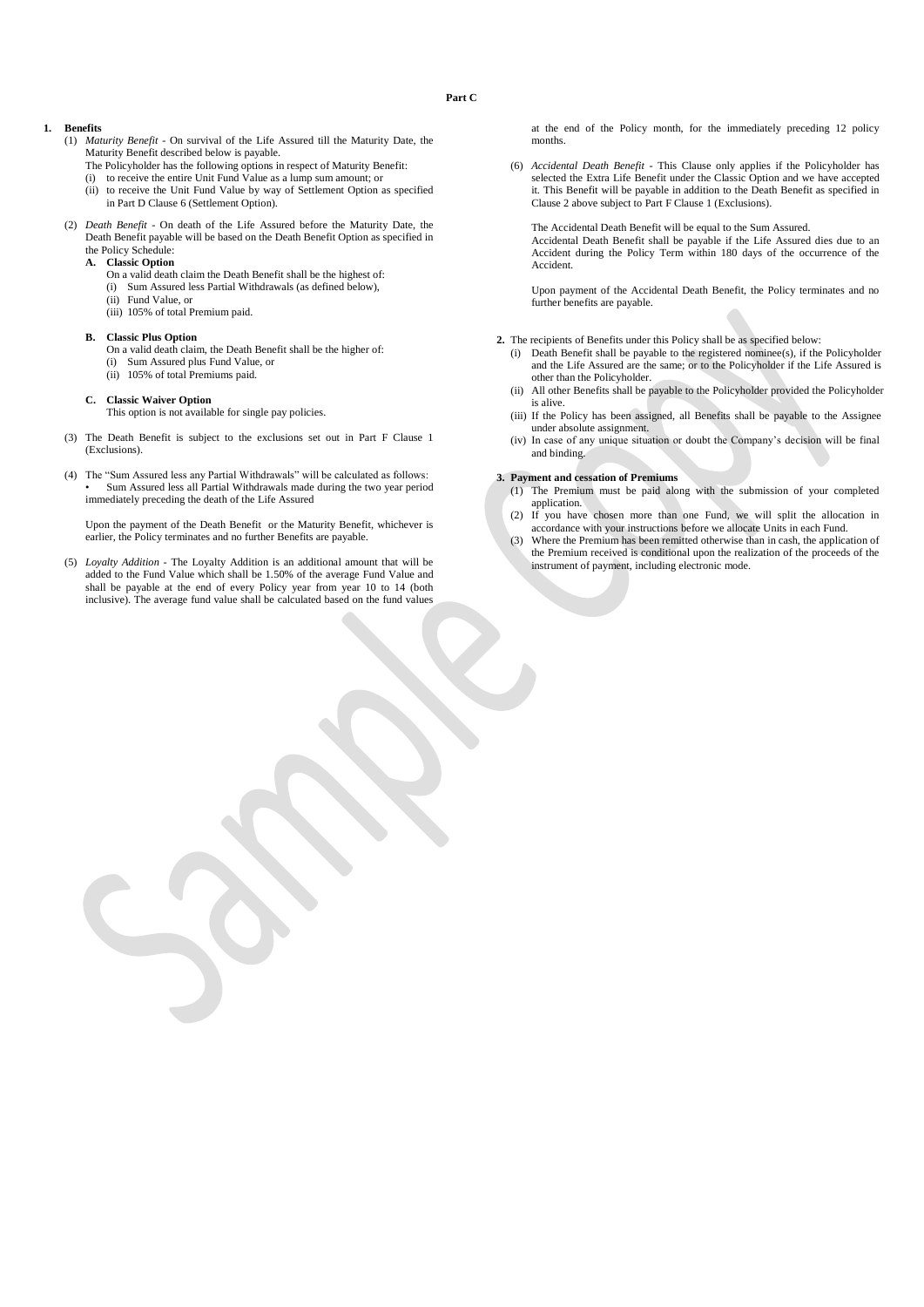# Part C

## 1. Benefits

(1) *Maturity Benefit* - On survival of the Life Assured till the Maturity Date, the Maturity Benefit described below is payable.

The Policyholder has the following options in respect of Maturity Benefit:

(i) to receive the entire Unit Fund Value as a lump sum amount; or

(ii) to receive the Unit Fund Value by way of Settlement Option as specified in Part D Clause 6 (Settlement Option).

(2) *Death Benefit* - On death of the Life Assured before the Maturity Date, the Death Benefit payable will be based on the Death Benefit Option as specified in the Policy Schedule:

**A. Classic Option**

On a valid death claim the Death Benefit shall be the highest of:

(i) Sum Assured less Partial Withdrawals (as defined below),

(ii) Fund Value, or

(iii) 105% of total Premium paid.

**B. Classic Plus Option**

On a valid death claim, the Death Benefit shall be the higher of:

(i) Sum Assured plus Fund Value, or

(ii) 105% of total Premiums paid.

**C. Classic Waiver Option**

This option is not available for single pay policies.

(3) The Death Benefit is subject to the exclusions set out in Part F Clause 1 (Exclusions).

(4) The "Sum Assured less any Partial Withdrawals" will be calculated as follows:

• Sum Assured less all Partial Withdrawals made during the two year period immediately preceding the death of the Life Assured

Upon the payment of the Death Benefit or the Maturity Benefit, whichever is earlier, the Policy terminates and no further Benefits are payable.

(5) *Loyalty Addition* - The Loyalty Addition is an additional amount that will be added to the Fund Value which shall be 1.50% of the average Fund Value and shall be payable at the end of every Policy year from year 10 to 14 (both inclusive). The average fund value shall be calculated based on the fund values at the end of the Policy month, for the immediately preceding 12 policy months.

(6) *Accidental Death Benefit* - This Clause only applies if the Policyholder has selected the Extra Life Benefit under the Classic Option and we have accepted it. This Benefit will be payable in addition to the Death Benefit as specified in Clause 2 above subject to Part F Clause 1 (Exclusions).

The Accidental Death Benefit will be equal to the Sum Assured.

Accidental Death Benefit shall be payable if the Life Assured dies due to an Accident during the Policy Term within 180 days of the occurrence of the Accident.

Upon payment of the Accidental Death Benefit, the Policy terminates and no further benefits are payable.

**2.** The recipients of Benefits under this Policy shall be as specified below:

(i) Death Benefit shall be payable to the registered nominee(s), if the Policyholder and the Life Assured are the same; or to the Policyholder if the Life Assured is other than the Policyholder.

(ii) All other Benefits shall be payable to the Policyholder provided the Policyholder is alive.

(iii) If the Policy has been assigned, all Benefits shall be payable to the Assignee under absolute assignment.

(iv) In case of any unique situation or doubt the Company's decision will be final and binding.

## 3. Payment and cessation of Premiums

(1) The Premium must be paid along with the submission of your completed application.

(2) If you have chosen more than one Fund, we will split the allocation in accordance with your instructions before we allocate Units in each Fund.

(3) Where the Premium has been remitted otherwise than in cash, the application of the Premium received is conditional upon the realization of the proceeds of the instrument of payment, including electronic mode.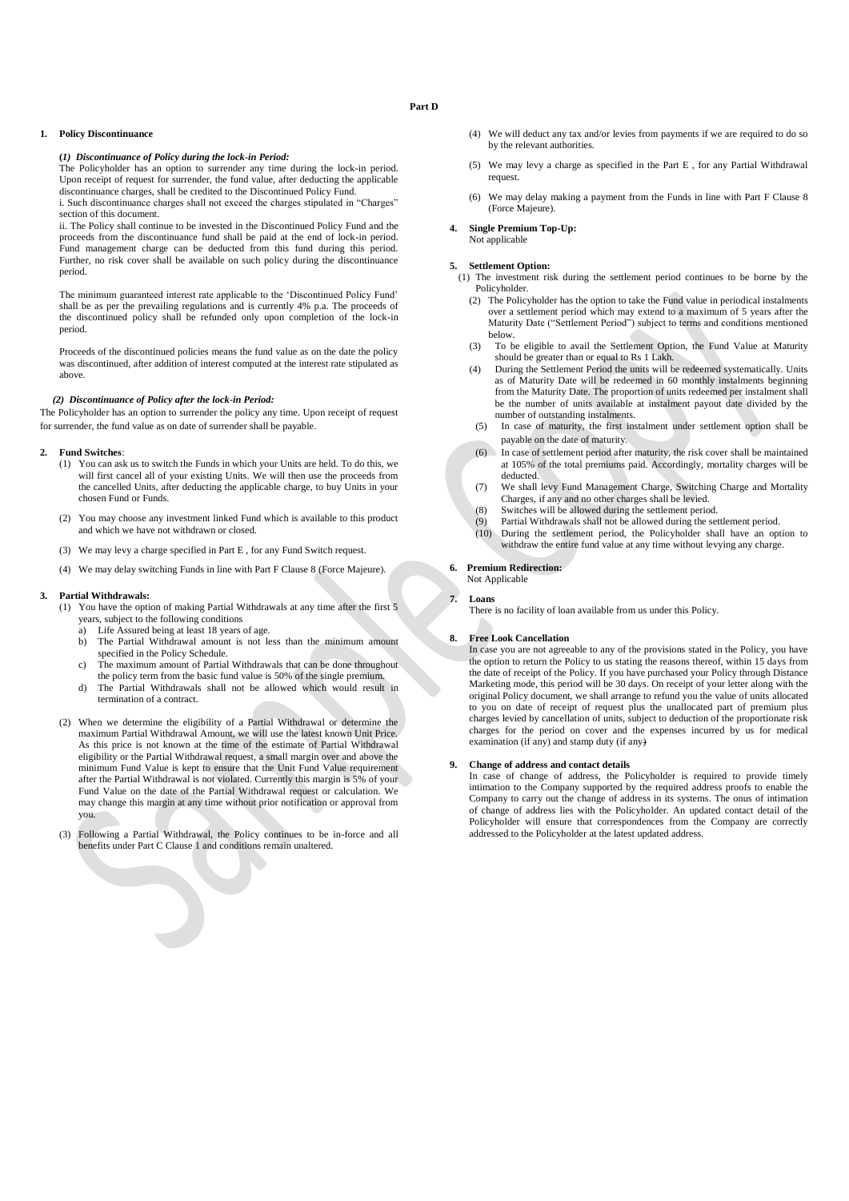# Part D

**1. Policy Discontinuance**

***(1) Discontinuance of Policy during the lock-in Period:***

The Policyholder has an option to surrender any time during the lock-in period. Upon receipt of request for surrender, the fund value, after deducting the applicable discontinuance charges, shall be credited to the Discontinued Policy Fund.

i. Such discontinuance charges shall not exceed the charges stipulated in "Charges" section of this document.

ii. The Policy shall continue to be invested in the Discontinued Policy Fund and the proceeds from the discontinuance fund shall be paid at the end of lock-in period. Fund management charge can be deducted from this fund during this period. Further, no risk cover shall be available on such policy during the discontinuance period.

The minimum guaranteed interest rate applicable to the 'Discontinued Policy Fund' shall be as per the prevailing regulations and is currently 4% p.a. The proceeds of the discontinued policy shall be refunded only upon completion of the lock-in period.

Proceeds of the discontinued policies means the fund value as on the date the policy was discontinued, after addition of interest computed at the interest rate stipulated as above.

***(2) Discontinuance of Policy after the lock-in Period:***

The Policyholder has an option to surrender the policy any time. Upon receipt of request for surrender, the fund value as on date of surrender shall be payable.

**2. Fund Switches**:

(1) You can ask us to switch the Funds in which your Units are held. To do this, we will first cancel all of your existing Units. We will then use the proceeds from the cancelled Units, after deducting the applicable charge, to buy Units in your chosen Fund or Funds.

(2) You may choose any investment linked Fund which is available to this product and which we have not withdrawn or closed.

(3) We may levy a charge specified in Part E , for any Fund Switch request.

(4) We may delay switching Funds in line with Part F Clause 8 (Force Majeure).

**3. Partial Withdrawals:**

(1) You have the option of making Partial Withdrawals at any time after the first 5 years, subject to the following conditions

a) Life Assured being at least 18 years of age.

b) The Partial Withdrawal amount is not less than the minimum amount specified in the Policy Schedule.

c) The maximum amount of Partial Withdrawals that can be done throughout the policy term from the basic fund value is 50% of the single premium.

d) The Partial Withdrawals shall not be allowed which would result in termination of a contract.

(2) When we determine the eligibility of a Partial Withdrawal or determine the maximum Partial Withdrawal Amount, we will use the latest known Unit Price. As this price is not known at the time of the estimate of Partial Withdrawal eligibility or the Partial Withdrawal request, a small margin over and above the minimum Fund Value is kept to ensure that the Unit Fund Value requirement after the Partial Withdrawal is not violated. Currently this margin is 5% of your Fund Value on the date of the Partial Withdrawal request or calculation. We may change this margin at any time without prior notification or approval from you.

(3) Following a Partial Withdrawal, the Policy continues to be in-force and all benefits under Part C Clause 1 and conditions remain unaltered.

(4) We will deduct any tax and/or levies from payments if we are required to do so by the relevant authorities.

(5) We may levy a charge as specified in the Part E , for any Partial Withdrawal request.

(6) We may delay making a payment from the Funds in line with Part F Clause 8 (Force Majeure).

**4. Single Premium Top-Up:**

Not applicable

**5. Settlement Option:**

(1) The investment risk during the settlement period continues to be borne by the Policyholder.

(2) The Policyholder has the option to take the Fund value in periodical instalments over a settlement period which may extend to a maximum of 5 years after the Maturity Date ("Settlement Period") subject to terms and conditions mentioned below.

(3) To be eligible to avail the Settlement Option, the Fund Value at Maturity should be greater than or equal to Rs 1 Lakh.

(4) During the Settlement Period the units will be redeemed systematically. Units as of Maturity Date will be redeemed in 60 monthly instalments beginning from the Maturity Date. The proportion of units redeemed per instalment shall be the number of units available at instalment payout date divided by the number of outstanding instalments.

(5) In case of maturity, the first instalment under settlement option shall be payable on the date of maturity.

(6) In case of settlement period after maturity, the risk cover shall be maintained at 105% of the total premiums paid. Accordingly, mortality charges will be deducted.

(7) We shall levy Fund Management Charge, Switching Charge and Mortality Charges, if any and no other charges shall be levied.

(8) Switches will be allowed during the settlement period.

(9) Partial Withdrawals shall not be allowed during the settlement period.

(10) During the settlement period, the Policyholder shall have an option to withdraw the entire fund value at any time without levying any charge.

**6. Premium Redirection:**

Not Applicable

**7. Loans**

There is no facility of loan available from us under this Policy.

**8. Free Look Cancellation**

In case you are not agreeable to any of the provisions stated in the Policy, you have the option to return the Policy to us stating the reasons thereof, within 15 days from the date of receipt of the Policy. If you have purchased your Policy through Distance Marketing mode, this period will be 30 days. On receipt of your letter along with the original Policy document, we shall arrange to refund you the value of units allocated to you on date of receipt of request plus the unallocated part of premium plus charges levied by cancellation of units, subject to deduction of the proportionate risk charges for the period on cover and the expenses incurred by us for medical examination (if any) and stamp duty (if any)

**9. Change of address and contact details**

In case of change of address, the Policyholder is required to provide timely intimation to the Company supported by the required address proofs to enable the Company to carry out the change of address in its systems. The onus of intimation of change of address lies with the Policyholder. An updated contact detail of the Policyholder will ensure that correspondences from the Company are correctly addressed to the Policyholder at the latest updated address.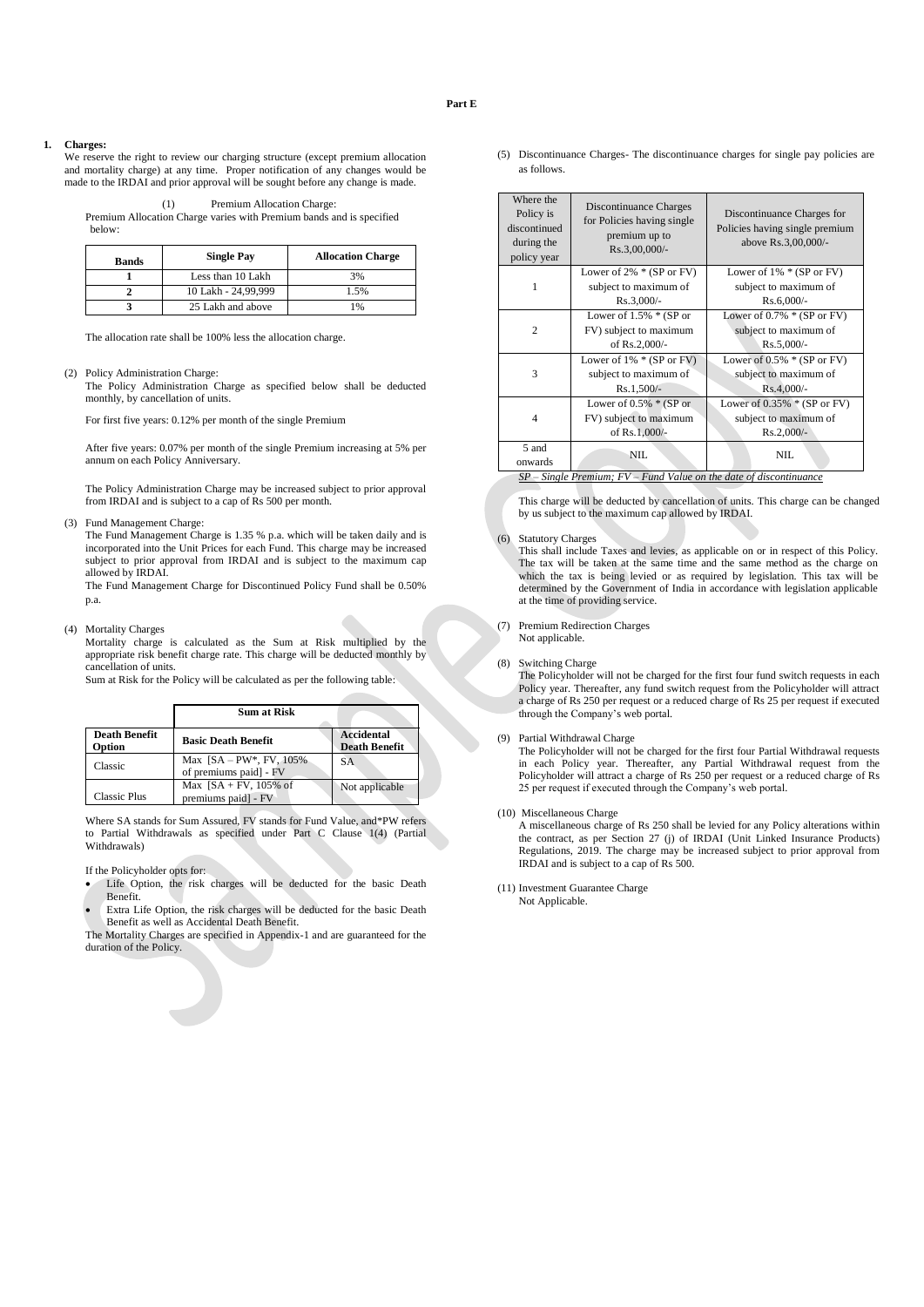## Part E

**1. Charges:**

We reserve the right to review our charging structure (except premium allocation and mortality charge) at any time. Proper notification of any changes would be made to the IRDAI and prior approval will be sought before any change is made.

(1) Premium Allocation Charge:

Premium Allocation Charge varies with Premium bands and is specified below:

| Bands | Single Pay | Allocation Charge |
|---|---|---|
| 1 | Less than 10 Lakh | 3% |
| 2 | 10 Lakh - 24,99,999 | 1.5% |
| 3 | 25 Lakh and above | 1% |

The allocation rate shall be 100% less the allocation charge.

(2) Policy Administration Charge:

The Policy Administration Charge as specified below shall be deducted monthly, by cancellation of units.

For first five years: 0.12% per month of the single Premium

After five years: 0.07% per month of the single Premium increasing at 5% per annum on each Policy Anniversary.

The Policy Administration Charge may be increased subject to prior approval from IRDAI and is subject to a cap of Rs 500 per month.

(3) Fund Management Charge:

The Fund Management Charge is 1.35 % p.a. which will be taken daily and is incorporated into the Unit Prices for each Fund. This charge may be increased subject to prior approval from IRDAI and is subject to the maximum cap allowed by IRDAI.

The Fund Management Charge for Discontinued Policy Fund shall be 0.50% p.a.

(4) Mortality Charges

Mortality charge is calculated as the Sum at Risk multiplied by the appropriate risk benefit charge rate. This charge will be deducted monthly by cancellation of units.

Sum at Risk for the Policy will be calculated as per the following table:

| | Sum at Risk | |
|---|---|---|
| **Death Benefit Option** | **Basic Death Benefit** | **Accidental Death Benefit** |
| Classic | Max [SA – PW*, FV, 105% of premiums paid] - FV | SA |
| Classic Plus | Max [SA + FV, 105% of premiums paid] - FV | Not applicable |

Where SA stands for Sum Assured, FV stands for Fund Value, and*PW refers to Partial Withdrawals as specified under Part C Clause 1(4) (Partial Withdrawals)

If the Policyholder opts for:

- Life Option, the risk charges will be deducted for the basic Death Benefit.
- Extra Life Option, the risk charges will be deducted for the basic Death Benefit as well as Accidental Death Benefit.

The Mortality Charges are specified in Appendix-1 and are guaranteed for the duration of the Policy.

(5) Discontinuance Charges- The discontinuance charges for single pay policies are as follows.

| Where the Policy is discontinued during the policy year | Discontinuance Charges for Policies having single premium up to Rs.3,00,000/- | Discontinuance Charges for Policies having single premium above Rs.3,00,000/- |
|---|---|---|
| 1 | Lower of 2% * (SP or FV) subject to maximum of Rs.3,000/- | Lower of 1% * (SP or FV) subject to maximum of Rs.6,000/- |
| 2 | Lower of 1.5% * (SP or FV) subject to maximum of Rs.2,000/- | Lower of 0.7% * (SP or FV) subject to maximum of Rs.5,000/- |
| 3 | Lower of 1% * (SP or FV) subject to maximum of Rs.1,500/- | Lower of 0.5% * (SP or FV) subject to maximum of Rs.4,000/- |
| 4 | Lower of 0.5% * (SP or FV) subject to maximum of Rs.1,000/- | Lower of 0.35% * (SP or FV) subject to maximum of Rs.2,000/- |
| 5 and onwards | NIL | NIL |

*SP – Single Premium; FV – Fund Value on the date of discontinuance*

This charge will be deducted by cancellation of units. This charge can be changed by us subject to the maximum cap allowed by IRDAI.

(6) Statutory Charges

This shall include Taxes and levies, as applicable on or in respect of this Policy. The tax will be taken at the same time and the same method as the charge on which the tax is being levied or as required by legislation. This tax will be determined by the Government of India in accordance with legislation applicable at the time of providing service.

(7) Premium Redirection Charges

Not applicable.

(8) Switching Charge

The Policyholder will not be charged for the first four fund switch requests in each Policy year. Thereafter, any fund switch request from the Policyholder will attract a charge of Rs 250 per request or a reduced charge of Rs 25 per request if executed through the Company's web portal.

(9) Partial Withdrawal Charge

The Policyholder will not be charged for the first four Partial Withdrawal requests in each Policy year. Thereafter, any Partial Withdrawal request from the Policyholder will attract a charge of Rs 250 per request or a reduced charge of Rs 25 per request if executed through the Company's web portal.

(10) Miscellaneous Charge

A miscellaneous charge of Rs 250 shall be levied for any Policy alterations within the contract, as per Section 27 (j) of IRDAI (Unit Linked Insurance Products) Regulations, 2019. The charge may be increased subject to prior approval from IRDAI and is subject to a cap of Rs 500.

(11) Investment Guarantee Charge

Not Applicable.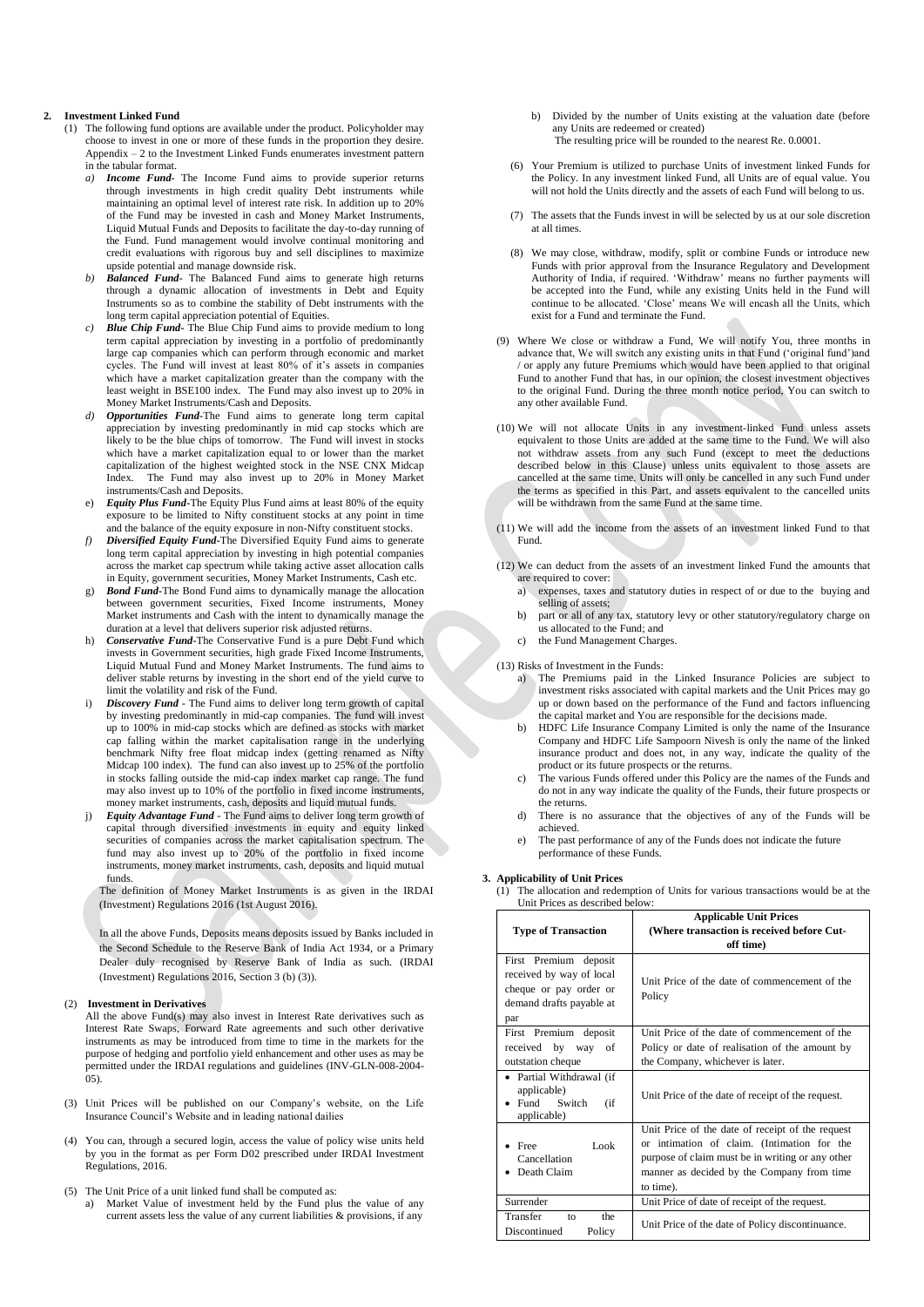## 2. Investment Linked Fund

(1) The following fund options are available under the product. Policyholder may choose to invest in one or more of these funds in the proportion they desire. Appendix – 2 to the Investment Linked Funds enumerates investment pattern in the tabular format.

*a)* ***Income Fund-*** The Income Fund aims to provide superior returns through investments in high credit quality Debt instruments while maintaining an optimal level of interest rate risk. In addition up to 20% of the Fund may be invested in cash and Money Market Instruments, Liquid Mutual Funds and Deposits to facilitate the day-to-day running of the Fund. Fund management would involve continual monitoring and credit evaluations with rigorous buy and sell disciplines to maximize upside potential and manage downside risk.

*b)* ***Balanced Fund-*** The Balanced Fund aims to generate high returns through a dynamic allocation of investments in Debt and Equity Instruments so as to combine the stability of Debt instruments with the long term capital appreciation potential of Equities.

*c)* ***Blue Chip Fund-*** The Blue Chip Fund aims to provide medium to long term capital appreciation by investing in a portfolio of predominantly large cap companies which can perform through economic and market cycles. The Fund will invest at least 80% of it's assets in companies which have a market capitalization greater than the company with the least weight in BSE100 index. The Fund may also invest up to 20% in Money Market Instruments/Cash and Deposits.

*d)* ***Opportunities Fund-***The Fund aims to generate long term capital appreciation by investing predominantly in mid cap stocks which are likely to be the blue chips of tomorrow. The Fund will invest in stocks which have a market capitalization equal to or lower than the market capitalization of the highest weighted stock in the NSE CNX Midcap Index. The Fund may also invest up to 20% in Money Market instruments/Cash and Deposits.

e) ***Equity Plus Fund-***The Equity Plus Fund aims at least 80% of the equity exposure to be limited to Nifty constituent stocks at any point in time and the balance of the equity exposure in non-Nifty constituent stocks.

*f)* ***Diversified Equity Fund-***The Diversified Equity Fund aims to generate long term capital appreciation by investing in high potential companies across the market cap spectrum while taking active asset allocation calls in Equity, government securities, Money Market Instruments, Cash etc.

g) ***Bond Fund-***The Bond Fund aims to dynamically manage the allocation between government securities, Fixed Income instruments, Money Market instruments and Cash with the intent to dynamically manage the duration at a level that delivers superior risk adjusted returns.

h) ***Conservative Fund-***The Conservative Fund is a pure Debt Fund which invests in Government securities, high grade Fixed Income Instruments, Liquid Mutual Fund and Money Market Instruments. The fund aims to deliver stable returns by investing in the short end of the yield curve to limit the volatility and risk of the Fund.

i) ***Discovery Fund*** - The Fund aims to deliver long term growth of capital by investing predominantly in mid-cap companies. The fund will invest up to 100% in mid-cap stocks which are defined as stocks with market cap falling within the market capitalisation range in the underlying benchmark Nifty free float midcap index (getting renamed as Nifty Midcap 100 index). The fund can also invest up to 25% of the portfolio in stocks falling outside the mid-cap index market cap range. The fund may also invest up to 10% of the portfolio in fixed income instruments, money market instruments, cash, deposits and liquid mutual funds.

j) ***Equity Advantage Fund*** - The Fund aims to deliver long term growth of capital through diversified investments in equity and equity linked securities of companies across the market capitalisation spectrum. The fund may also invest up to 20% of the portfolio in fixed income instruments, money market instruments, cash, deposits and liquid mutual funds.

The definition of Money Market Instruments is as given in the IRDAI (Investment) Regulations 2016 (1st August 2016).

In all the above Funds, Deposits means deposits issued by Banks included in the Second Schedule to the Reserve Bank of India Act 1934, or a Primary Dealer duly recognised by Reserve Bank of India as such. (IRDAI (Investment) Regulations 2016, Section 3 (b) (3)).

(2) **Investment in Derivatives**

All the above Fund(s) may also invest in Interest Rate derivatives such as Interest Rate Swaps, Forward Rate agreements and such other derivative instruments as may be introduced from time to time in the markets for the purpose of hedging and portfolio yield enhancement and other uses as may be permitted under the IRDAI regulations and guidelines (INV-GLN-008-2004-05).

(3) Unit Prices will be published on our Company's website, on the Life Insurance Council's Website and in leading national dailies

(4) You can, through a secured login, access the value of policy wise units held by you in the format as per Form D02 prescribed under IRDAI Investment Regulations, 2016.

(5) The Unit Price of a unit linked fund shall be computed as:

a) Market Value of investment held by the Fund plus the value of any current assets less the value of any current liabilities & provisions, if any

b) Divided by the number of Units existing at the valuation date (before any Units are redeemed or created)

The resulting price will be rounded to the nearest Re. 0.0001.

(6) Your Premium is utilized to purchase Units of investment linked Funds for the Policy. In any investment linked Fund, all Units are of equal value. You will not hold the Units directly and the assets of each Fund will belong to us.

(7) The assets that the Funds invest in will be selected by us at our sole discretion at all times.

(8) We may close, withdraw, modify, split or combine Funds or introduce new Funds with prior approval from the Insurance Regulatory and Development Authority of India, if required. 'Withdraw' means no further payments will be accepted into the Fund, while any existing Units held in the Fund will continue to be allocated. 'Close' means We will encash all the Units, which exist for a Fund and terminate the Fund.

(9) Where We close or withdraw a Fund, We will notify You, three months in advance that, We will switch any existing units in that Fund ('original fund')and / or apply any future Premiums which would have been applied to that original Fund to another Fund that has, in our opinion, the closest investment objectives to the original Fund. During the three month notice period, You can switch to any other available Fund.

(10) We will not allocate Units in any investment-linked Fund unless assets equivalent to those Units are added at the same time to the Fund. We will also not withdraw assets from any such Fund (except to meet the deductions described below in this Clause) unless units equivalent to those assets are cancelled at the same time. Units will only be cancelled in any such Fund under the terms as specified in this Part, and assets equivalent to the cancelled units will be withdrawn from the same Fund at the same time.

(11) We will add the income from the assets of an investment linked Fund to that Fund.

(12) We can deduct from the assets of an investment linked Fund the amounts that are required to cover:

a) expenses, taxes and statutory duties in respect of or due to the buying and selling of assets;

b) part or all of any tax, statutory levy or other statutory/regulatory charge on us allocated to the Fund; and

c) the Fund Management Charges.

(13) Risks of Investment in the Funds:

a) The Premiums paid in the Linked Insurance Policies are subject to investment risks associated with capital markets and the Unit Prices may go up or down based on the performance of the Fund and factors influencing the capital market and You are responsible for the decisions made.

b) HDFC Life Insurance Company Limited is only the name of the Insurance Company and HDFC Life Sampoorn Nivesh is only the name of the linked insurance product and does not, in any way, indicate the quality of the product or its future prospects or the returns.

c) The various Funds offered under this Policy are the names of the Funds and do not in any way indicate the quality of the Funds, their future prospects or the returns.

d) There is no assurance that the objectives of any of the Funds will be achieved.

e) The past performance of any of the Funds does not indicate the future performance of these Funds.

## 3. Applicability of Unit Prices

(1) The allocation and redemption of Units for various transactions would be at the Unit Prices as described below:

| Type of Transaction | Applicable Unit Prices (Where transaction is received before Cut-off time) |
|---|---|
| First Premium deposit received by way of local cheque or pay order or demand drafts payable at par | Unit Price of the date of commencement of the Policy |
| First Premium deposit received by way of outstation cheque | Unit Price of the date of commencement of the Policy or date of realisation of the amount by the Company, whichever is later. |
| • Partial Withdrawal (if applicable)<br>• Fund Switch (if applicable) | Unit Price of the date of receipt of the request. |
| • Free Look Cancellation<br>• Death Claim | Unit Price of the date of receipt of the request or intimation of claim. (Intimation for the purpose of claim must be in writing or any other manner as decided by the Company from time to time). |
| Surrender | Unit Price of date of receipt of the request. |
| Transfer to the Discontinued Policy | Unit Price of the date of Policy discontinuance. |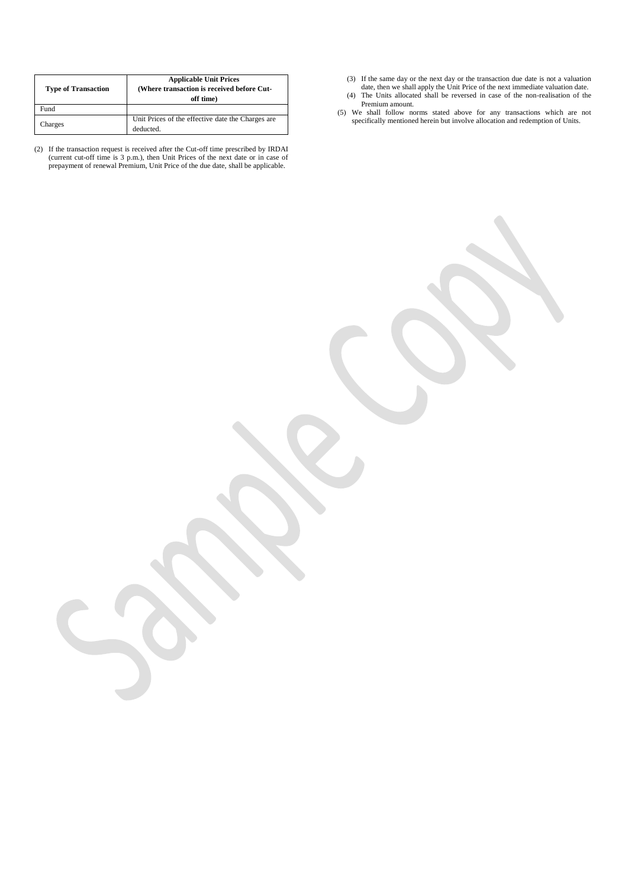| Type of Transaction | Applicable Unit Prices (Where transaction is received before Cut-off time) |
| --- | --- |
| Fund | |
| Charges | Unit Prices of the effective date the Charges are deducted. |

(2) If the transaction request is received after the Cut-off time prescribed by IRDAI (current cut-off time is 3 p.m.), then Unit Prices of the next date or in case of prepayment of renewal Premium, Unit Price of the due date, shall be applicable.

(3) If the same day or the next day or the transaction due date is not a valuation date, then we shall apply the Unit Price of the next immediate valuation date.

(4) The Units allocated shall be reversed in case of the non-realisation of the Premium amount.

(5) We shall follow norms stated above for any transactions which are not specifically mentioned herein but involve allocation and redemption of Units.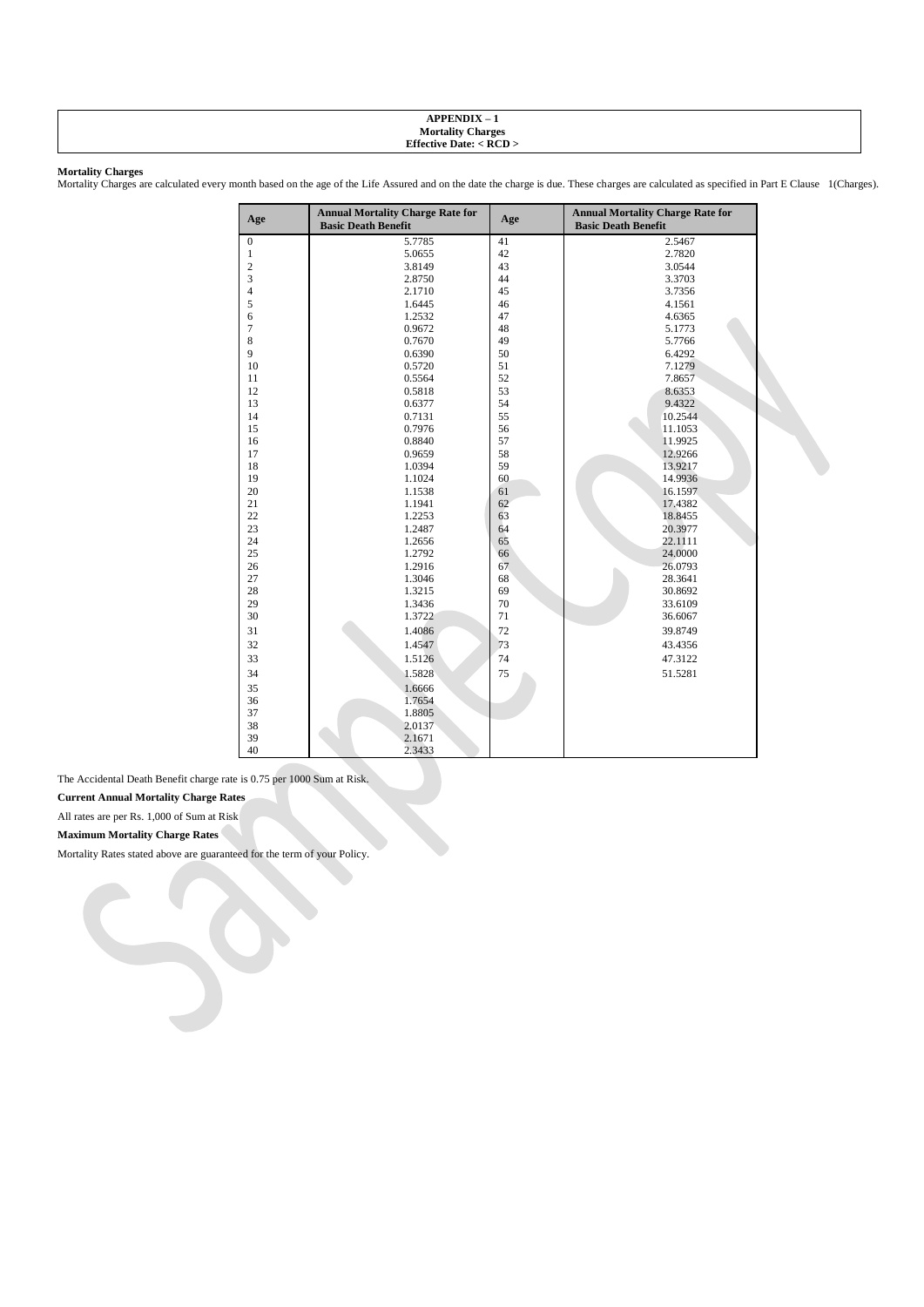**APPENDIX – 1**
**Mortality Charges**
**Effective Date: < RCD >**

**Mortality Charges**

Mortality Charges are calculated every month based on the age of the Life Assured and on the date the charge is due. These charges are calculated as specified in Part E Clause 1(Charges).

| Age | Annual Mortality Charge Rate for Basic Death Benefit | Age | Annual Mortality Charge Rate for Basic Death Benefit |
|---|---|---|---|
| 0 | 5.7785 | 41 | 2.5467 |
| 1 | 5.0655 | 42 | 2.7820 |
| 2 | 3.8149 | 43 | 3.0544 |
| 3 | 2.8750 | 44 | 3.3703 |
| 4 | 2.1710 | 45 | 3.7356 |
| 5 | 1.6445 | 46 | 4.1561 |
| 6 | 1.2532 | 47 | 4.6365 |
| 7 | 0.9672 | 48 | 5.1773 |
| 8 | 0.7670 | 49 | 5.7766 |
| 9 | 0.6390 | 50 | 6.4292 |
| 10 | 0.5720 | 51 | 7.1279 |
| 11 | 0.5564 | 52 | 7.8657 |
| 12 | 0.5818 | 53 | 8.6353 |
| 13 | 0.6377 | 54 | 9.4322 |
| 14 | 0.7131 | 55 | 10.2544 |
| 15 | 0.7976 | 56 | 11.1053 |
| 16 | 0.8840 | 57 | 11.9925 |
| 17 | 0.9659 | 58 | 12.9266 |
| 18 | 1.0394 | 59 | 13.9217 |
| 19 | 1.1024 | 60 | 14.9936 |
| 20 | 1.1538 | 61 | 16.1597 |
| 21 | 1.1941 | 62 | 17.4382 |
| 22 | 1.2253 | 63 | 18.8455 |
| 23 | 1.2487 | 64 | 20.3977 |
| 24 | 1.2656 | 65 | 22.1111 |
| 25 | 1.2792 | 66 | 24.0000 |
| 26 | 1.2916 | 67 | 26.0793 |
| 27 | 1.3046 | 68 | 28.3641 |
| 28 | 1.3215 | 69 | 30.8692 |
| 29 | 1.3436 | 70 | 33.6109 |
| 30 | 1.3722 | 71 | 36.6067 |
| 31 | 1.4086 | 72 | 39.8749 |
| 32 | 1.4547 | 73 | 43.4356 |
| 33 | 1.5126 | 74 | 47.3122 |
| 34 | 1.5828 | 75 | 51.5281 |
| 35 | 1.6666 | | |
| 36 | 1.7654 | | |
| 37 | 1.8805 | | |
| 38 | 2.0137 | | |
| 39 | 2.1671 | | |
| 40 | 2.3433 | | |

The Accidental Death Benefit charge rate is 0.75 per 1000 Sum at Risk.

**Current Annual Mortality Charge Rates**

All rates are per Rs. 1,000 of Sum at Risk

**Maximum Mortality Charge Rates**

Mortality Rates stated above are guaranteed for the term of your Policy.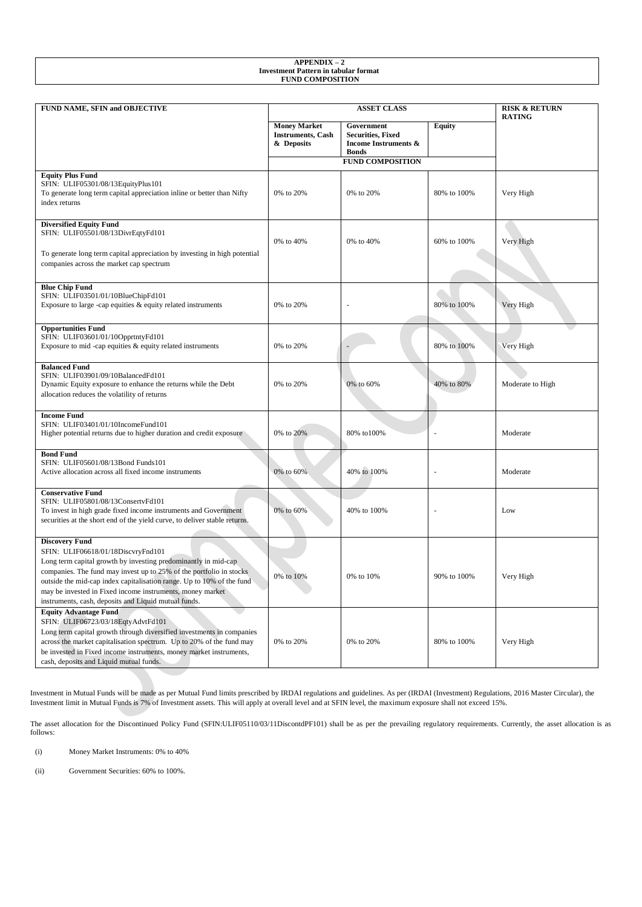**APPENDIX – 2**
**Investment Pattern in tabular format**
**FUND COMPOSITION**

| FUND NAME, SFIN and OBJECTIVE | ASSET CLASS | | | RISK & RETURN RATING |
|---|---|---|---|---|
| | **Money Market Instruments, Cash & Deposits** | **Government Securities, Fixed Income Instruments & Bonds** | **Equity** | |
| | | **FUND COMPOSITION** | | |
| **Equity Plus Fund** SFIN: ULIF05301/08/13EquityPlus101 To generate long term capital appreciation inline or better than Nifty index returns | 0% to 20% | 0% to 20% | 80% to 100% | Very High |
| **Diversified Equity Fund** SFIN: ULIF05501/08/13DivrEqtyFd101 To generate long term capital appreciation by investing in high potential companies across the market cap spectrum | 0% to 40% | 0% to 40% | 60% to 100% | Very High |
| **Blue Chip Fund** SFIN: ULIF03501/01/10BlueChipFd101 Exposure to large -cap equities & equity related instruments | 0% to 20% | - | 80% to 100% | Very High |
| **Opportunities Fund** SFIN: ULIF03601/01/10OpprtntyFd101 Exposure to mid -cap equities & equity related instruments | 0% to 20% | - | 80% to 100% | Very High |
| **Balanced Fund** SFIN: ULIF03901/09/10BalancedFd101 Dynamic Equity exposure to enhance the returns while the Debt allocation reduces the volatility of returns | 0% to 20% | 0% to 60% | 40% to 80% | Moderate to High |
| **Income Fund** SFIN: ULIF03401/01/10IncomeFund101 Higher potential returns due to higher duration and credit exposure | 0% to 20% | 80% to100% | - | Moderate |
| **Bond Fund** SFIN: ULIF05601/08/13Bond Funds101 Active allocation across all fixed income instruments | 0% to 60% | 40% to 100% | - | Moderate |
| **Conservative Fund** SFIN: ULIF05801/08/13ConsertvFd101 To invest in high grade fixed income instruments and Government securities at the short end of the yield curve, to deliver stable returns. | 0% to 60% | 40% to 100% | - | Low |
| **Discovery Fund** SFIN: ULIF06618/01/18DiscvryFnd101 Long term capital growth by investing predominantly in mid-cap companies. The fund may invest up to 25% of the portfolio in stocks outside the mid-cap index capitalisation range. Up to 10% of the fund may be invested in Fixed income instruments, money market instruments, cash, deposits and Liquid mutual funds. | 0% to 10% | 0% to 10% | 90% to 100% | Very High |
| **Equity Advantage Fund** SFIN: ULIF06723/03/18EqtyAdvtFd101 Long term capital growth through diversified investments in companies across the market capitalisation spectrum. Up to 20% of the fund may be invested in Fixed income instruments, money market instruments, cash, deposits and Liquid mutual funds. | 0% to 20% | 0% to 20% | 80% to 100% | Very High |

Investment in Mutual Funds will be made as per Mutual Fund limits prescribed by IRDAI regulations and guidelines. As per (IRDAI (Investment) Regulations, 2016 Master Circular), the Investment limit in Mutual Funds is 7% of Investment assets. This will apply at overall level and at SFIN level, the maximum exposure shall not exceed 15%.

The asset allocation for the Discontinued Policy Fund (SFIN:ULIF05110/03/11DiscontdPF101) shall be as per the prevailing regulatory requirements. Currently, the asset allocation is as follows:

(i) Money Market Instruments: 0% to 40%

(ii) Government Securities: 60% to 100%.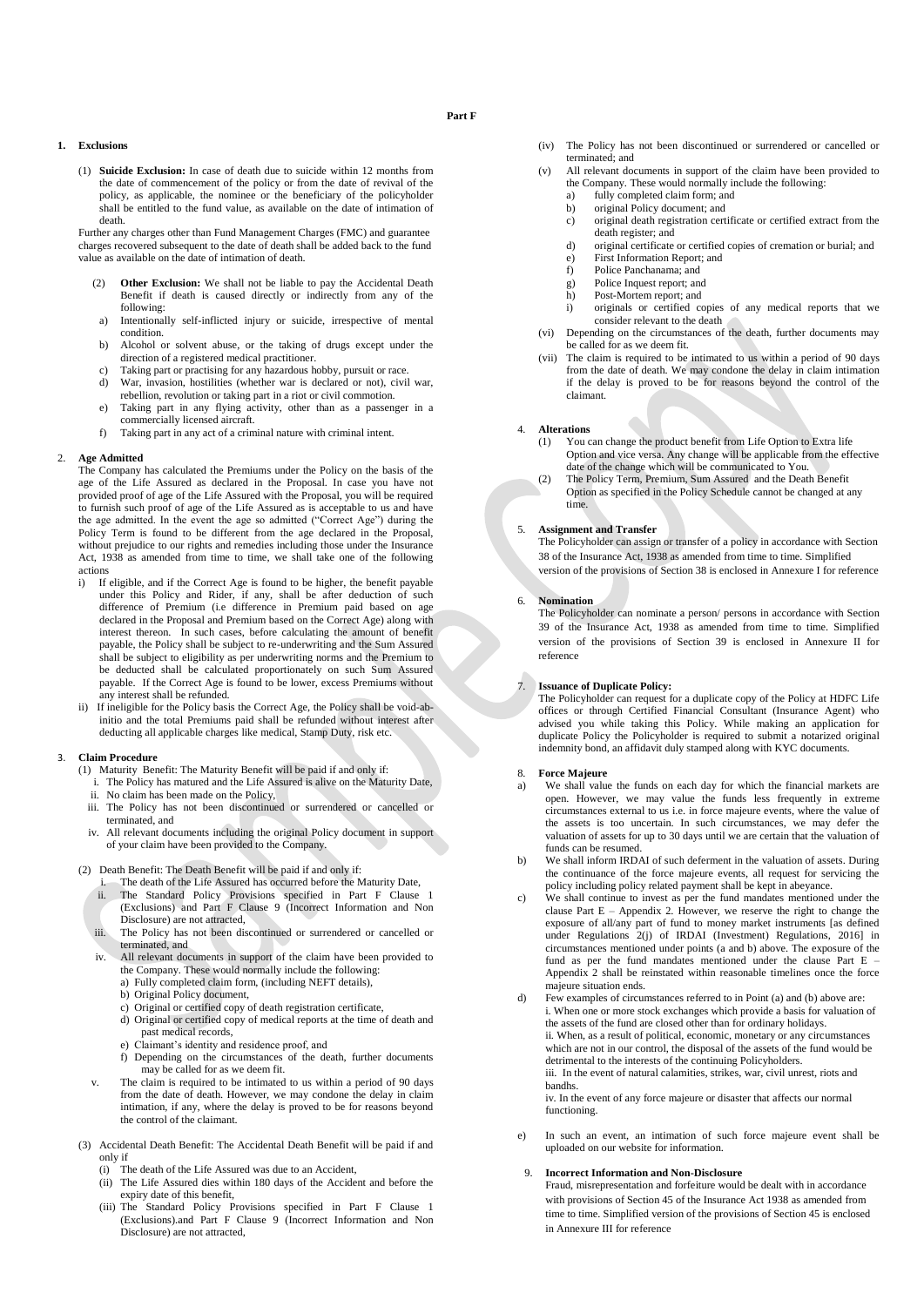# Part F

## 1. Exclusions

(1) **Suicide Exclusion:** In case of death due to suicide within 12 months from the date of commencement of the policy or from the date of revival of the policy, as applicable, the nominee or the beneficiary of the policyholder shall be entitled to the fund value, as available on the date of intimation of death.

Further any charges other than Fund Management Charges (FMC) and guarantee charges recovered subsequent to the date of death shall be added back to the fund value as available on the date of intimation of death.

(2) **Other Exclusion:** We shall not be liable to pay the Accidental Death Benefit if death is caused directly or indirectly from any of the following:

a) Intentionally self-inflicted injury or suicide, irrespective of mental condition.
b) Alcohol or solvent abuse, or the taking of drugs except under the direction of a registered medical practitioner.
c) Taking part or practising for any hazardous hobby, pursuit or race.
d) War, invasion, hostilities (whether war is declared or not), civil war, rebellion, revolution or taking part in a riot or civil commotion.
e) Taking part in any flying activity, other than as a passenger in a commercially licensed aircraft.
f) Taking part in any act of a criminal nature with criminal intent.

## 2. Age Admitted

The Company has calculated the Premiums under the Policy on the basis of the age of the Life Assured as declared in the Proposal. In case you have not provided proof of age of the Life Assured with the Proposal, you will be required to furnish such proof of age of the Life Assured as is acceptable to us and have the age admitted. In the event the age so admitted ("Correct Age") during the Policy Term is found to be different from the age declared in the Proposal, without prejudice to our rights and remedies including those under the Insurance Act, 1938 as amended from time to time, we shall take one of the following actions

i) If eligible, and if the Correct Age is found to be higher, the benefit payable under this Policy and Rider, if any, shall be after deduction of such difference of Premium (i.e difference in Premium paid based on age declared in the Proposal and Premium based on the Correct Age) along with interest thereon. In such cases, before calculating the amount of benefit payable, the Policy shall be subject to re-underwriting and the Sum Assured shall be subject to eligibility as per underwriting norms and the Premium to be deducted shall be calculated proportionately on such Sum Assured payable. If the Correct Age is found to be lower, excess Premiums without any interest shall be refunded.
ii) If ineligible for the Policy basis the Correct Age, the Policy shall be void-ab-initio and the total Premiums paid shall be refunded without interest after deducting all applicable charges like medical, Stamp Duty, risk etc.

## 3. Claim Procedure

(1) Maturity Benefit: The Maturity Benefit will be paid if and only if:

i. The Policy has matured and the Life Assured is alive on the Maturity Date,
ii. No claim has been made on the Policy,
iii. The Policy has not been discontinued or surrendered or cancelled or terminated, and
iv. All relevant documents including the original Policy document in support of your claim have been provided to the Company.

(2) Death Benefit: The Death Benefit will be paid if and only if:

i. The death of the Life Assured has occurred before the Maturity Date,
ii. The Standard Policy Provisions specified in Part F Clause 1 (Exclusions) and Part F Clause 9 (Incorrect Information and Non Disclosure) are not attracted,
iii. The Policy has not been discontinued or surrendered or cancelled or terminated, and
iv. All relevant documents in support of the claim have been provided to the Company. These would normally include the following:
   a) Fully completed claim form, (including NEFT details),
   b) Original Policy document,
   c) Original or certified copy of death registration certificate,
   d) Original or certified copy of medical reports at the time of death and past medical records,
   e) Claimant's identity and residence proof, and
   f) Depending on the circumstances of the death, further documents may be called for as we deem fit.
v. The claim is required to be intimated to us within a period of 90 days from the date of death. However, we may condone the delay in claim intimation, if any, where the delay is proved to be for reasons beyond the control of the claimant.

(3) Accidental Death Benefit: The Accidental Death Benefit will be paid if and only if

(i) The death of the Life Assured was due to an Accident,
(ii) The Life Assured dies within 180 days of the Accident and before the expiry date of this benefit,
(iii) The Standard Policy Provisions specified in Part F Clause 1 (Exclusions).and Part F Clause 9 (Incorrect Information and Non Disclosure) are not attracted,
(iv) The Policy has not been discontinued or surrendered or cancelled or terminated; and
(v) All relevant documents in support of the claim have been provided to the Company. These would normally include the following:
   a) fully completed claim form; and
   b) original Policy document; and
   c) original death registration certificate or certified extract from the death register; and
   d) original certificate or certified copies of cremation or burial; and
   e) First Information Report; and
   f) Police Panchanama; and
   g) Police Inquest report; and
   h) Post-Mortem report; and
   i) originals or certified copies of any medical reports that we consider relevant to the death
(vi) Depending on the circumstances of the death, further documents may be called for as we deem fit.
(vii) The claim is required to be intimated to us within a period of 90 days from the date of death. We may condone the delay in claim intimation if the delay is proved to be for reasons beyond the control of the claimant.

## 4. Alterations

(1) You can change the product benefit from Life Option to Extra life Option and vice versa. Any change will be applicable from the effective date of the change which will be communicated to You.
(2) The Policy Term, Premium, Sum Assured and the Death Benefit Option as specified in the Policy Schedule cannot be changed at any time.

## 5. Assignment and Transfer

The Policyholder can assign or transfer of a policy in accordance with Section 38 of the Insurance Act, 1938 as amended from time to time. Simplified version of the provisions of Section 38 is enclosed in Annexure I for reference

## 6. Nomination

The Policyholder can nominate a person/ persons in accordance with Section 39 of the Insurance Act, 1938 as amended from time to time. Simplified version of the provisions of Section 39 is enclosed in Annexure II for reference

## 7. Issuance of Duplicate Policy:

The Policyholder can request for a duplicate copy of the Policy at HDFC Life offices or through Certified Financial Consultant (Insurance Agent) who advised you while taking this Policy. While making an application for duplicate Policy the Policyholder is required to submit a notarized original indemnity bond, an affidavit duly stamped along with KYC documents.

## 8. Force Majeure

a) We shall value the funds on each day for which the financial markets are open. However, we may value the funds less frequently in extreme circumstances external to us i.e. in force majeure events, where the value of the assets is too uncertain. In such circumstances, we may defer the valuation of assets for up to 30 days until we are certain that the valuation of funds can be resumed.
b) We shall inform IRDAI of such deferment in the valuation of assets. During the continuance of the force majeure events, all request for servicing the policy including policy related payment shall be kept in abeyance.
c) We shall continue to invest as per the fund mandates mentioned under the clause Part E – Appendix 2. However, we reserve the right to change the exposure of all/any part of fund to money market instruments [as defined under Regulations 2(j) of IRDAI (Investment) Regulations, 2016] in circumstances mentioned under points (a and b) above. The exposure of the fund as per the fund mandates mentioned under the clause Part E – Appendix 2 shall be reinstated within reasonable timelines once the force majeure situation ends.
d) Few examples of circumstances referred to in Point (a) and (b) above are:
   i. When one or more stock exchanges which provide a basis for valuation of the assets of the fund are closed other than for ordinary holidays.
   ii. When, as a result of political, economic, monetary or any circumstances which are not in our control, the disposal of the assets of the fund would be detrimental to the interests of the continuing Policyholders.
   iii. In the event of natural calamities, strikes, war, civil unrest, riots and bandhs.
   iv. In the event of any force majeure or disaster that affects our normal functioning.
e) In such an event, an intimation of such force majeure event shall be uploaded on our website for information.

## 9. Incorrect Information and Non-Disclosure

Fraud, misrepresentation and forfeiture would be dealt with in accordance with provisions of Section 45 of the Insurance Act 1938 as amended from time to time. Simplified version of the provisions of Section 45 is enclosed in Annexure III for reference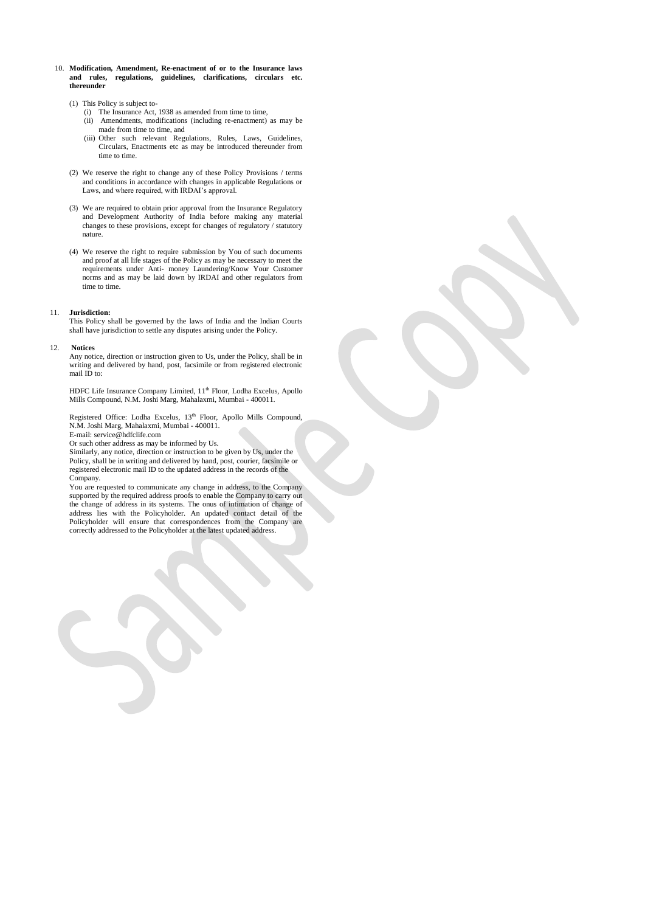10. **Modification, Amendment, Re-enactment of or to the Insurance laws and rules, regulations, guidelines, clarifications, circulars etc. thereunder**

    (1) This Policy is subject to-
       (i) The Insurance Act, 1938 as amended from time to time,
       (ii) Amendments, modifications (including re-enactment) as may be made from time to time, and
       (iii) Other such relevant Regulations, Rules, Laws, Guidelines, Circulars, Enactments etc as may be introduced thereunder from time to time.

    (2) We reserve the right to change any of these Policy Provisions / terms and conditions in accordance with changes in applicable Regulations or Laws, and where required, with IRDAI's approval.

    (3) We are required to obtain prior approval from the Insurance Regulatory and Development Authority of India before making any material changes to these provisions, except for changes of regulatory / statutory nature.

    (4) We reserve the right to require submission by You of such documents and proof at all life stages of the Policy as may be necessary to meet the requirements under Anti- money Laundering/Know Your Customer norms and as may be laid down by IRDAI and other regulators from time to time.

11. **Jurisdiction:**
    This Policy shall be governed by the laws of India and the Indian Courts shall have jurisdiction to settle any disputes arising under the Policy.

12. **Notices**
    Any notice, direction or instruction given to Us, under the Policy, shall be in writing and delivered by hand, post, facsimile or from registered electronic mail ID to:

    HDFC Life Insurance Company Limited, 11th Floor, Lodha Excelus, Apollo Mills Compound, N.M. Joshi Marg, Mahalaxmi, Mumbai - 400011.

    Registered Office: Lodha Excelus, 13th Floor, Apollo Mills Compound, N.M. Joshi Marg, Mahalaxmi, Mumbai - 400011.
    E-mail: service@hdfclife.com
    Or such other address as may be informed by Us.
    Similarly, any notice, direction or instruction to be given by Us, under the Policy, shall be in writing and delivered by hand, post, courier, facsimile or registered electronic mail ID to the updated address in the records of the Company.
    You are requested to communicate any change in address, to the Company supported by the required address proofs to enable the Company to carry out the change of address in its systems. The onus of intimation of change of address lies with the Policyholder. An updated contact detail of the Policyholder will ensure that correspondences from the Company are correctly addressed to the Policyholder at the latest updated address.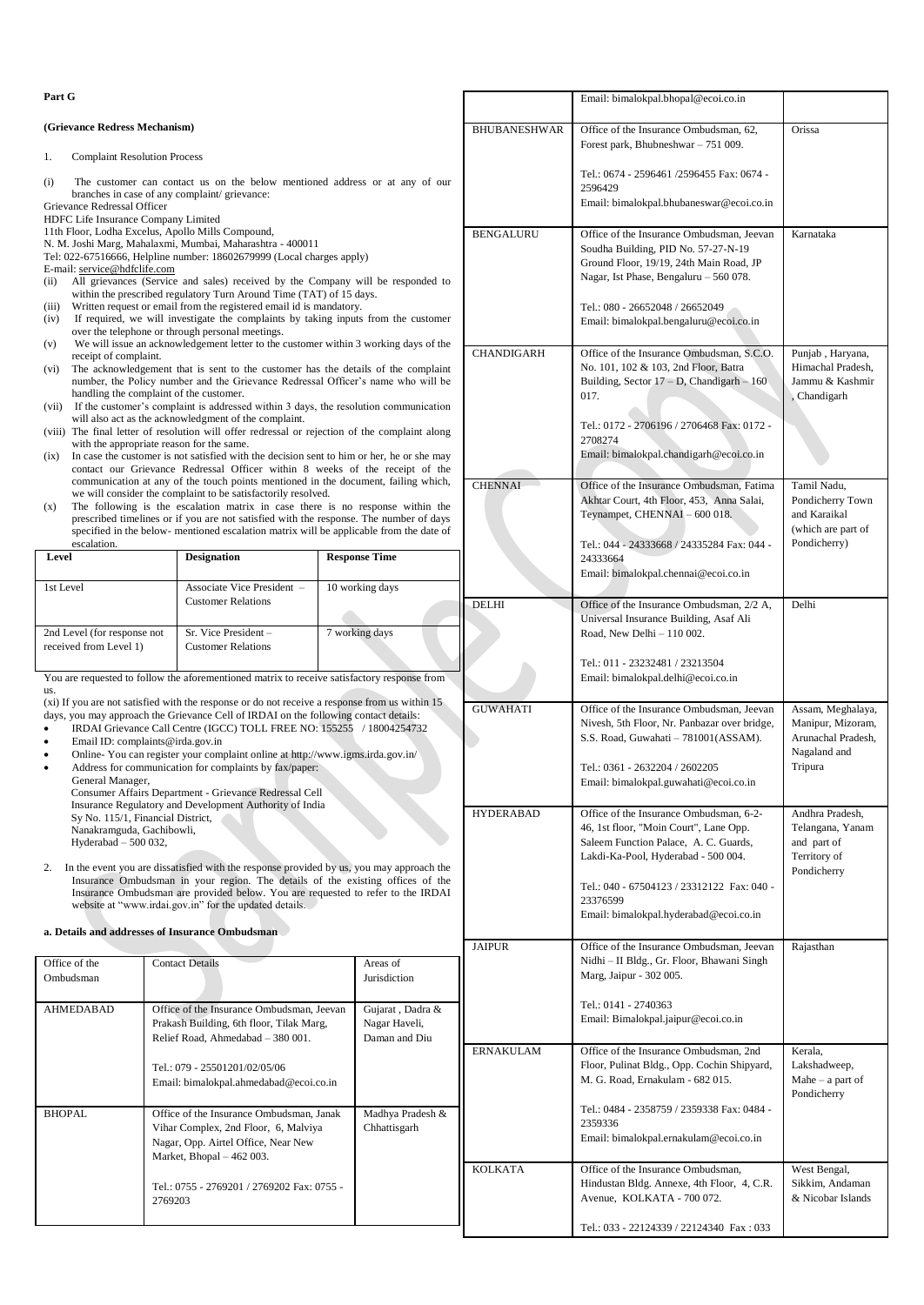**Part G**

**(Grievance Redress Mechanism)**

1. Complaint Resolution Process

(i) The customer can contact us on the below mentioned address or at any of our branches in case of any complaint/ grievance:

Grievance Redressal Officer
HDFC Life Insurance Company Limited
11th Floor, Lodha Excelus, Apollo Mills Compound,
N. M. Joshi Marg, Mahalaxmi, Mumbai, Maharashtra - 400011
Tel: 022-67516666, Helpline number: 18602679999 (Local charges apply)
E-mail: service@hdfclife.com

(ii) All grievances (Service and sales) received by the Company will be responded to within the prescribed regulatory Turn Around Time (TAT) of 15 days.

(iii) Written request or email from the registered email id is mandatory.

(iv) If required, we will investigate the complaints by taking inputs from the customer over the telephone or through personal meetings.

(v) We will issue an acknowledgement letter to the customer within 3 working days of the receipt of complaint.

(vi) The acknowledgement that is sent to the customer has the details of the complaint number, the Policy number and the Grievance Redressal Officer's name who will be handling the complaint of the customer.

(vii) If the customer's complaint is addressed within 3 days, the resolution communication will also act as the acknowledgment of the complaint.

(viii) The final letter of resolution will offer redressal or rejection of the complaint along with the appropriate reason for the same.

(ix) In case the customer is not satisfied with the decision sent to him or her, he or she may contact our Grievance Redressal Officer within 8 weeks of the receipt of the communication at any of the touch points mentioned in the document, failing which, we will consider the complaint to be satisfactorily resolved.

(x) The following is the escalation matrix in case there is no response within the prescribed timelines or if you are not satisfied with the response. The number of days specified in the below- mentioned escalation matrix will be applicable from the date of escalation.

| Level | Designation | Response Time |
|---|---|---|
| 1st Level | Associate Vice President – Customer Relations | 10 working days |
| 2nd Level (for response not received from Level 1) | Sr. Vice President – Customer Relations | 7 working days |

You are requested to follow the aforementioned matrix to receive satisfactory response from us.

(xi) If you are not satisfied with the response or do not receive a response from us within 15 days, you may approach the Grievance Cell of IRDAI on the following contact details:

- IRDAI Grievance Call Centre (IGCC) TOLL FREE NO: 155255 / 18004254732
- Email ID: complaints@irda.gov.in
- Online- You can register your complaint online at http://www.igms.irda.gov.in/
- Address for communication for complaints by fax/paper:
  General Manager,
  Consumer Affairs Department - Grievance Redressal Cell
  Insurance Regulatory and Development Authority of India
  Sy No. 115/1, Financial District,
  Nanakramguda, Gachibowli,
  Hyderabad – 500 032,

2. In the event you are dissatisfied with the response provided by us, you may approach the Insurance Ombudsman in your region. The details of the existing offices of the Insurance Ombudsman are provided below. You are requested to refer to the IRDAI website at "www.irdai.gov.in" for the updated details.

**a. Details and addresses of Insurance Ombudsman**

| Office of the Ombudsman | Contact Details | Areas of Jurisdiction |
|---|---|---|
| AHMEDABAD | Office of the Insurance Ombudsman, Jeevan Prakash Building, 6th floor, Tilak Marg, Relief Road, Ahmedabad – 380 001.<br><br>Tel.: 079 - 25501201/02/05/06<br>Email: bimalokpal.ahmedabad@ecoi.co.in | Gujarat , Dadra & Nagar Haveli, Daman and Diu |
| BHOPAL | Office of the Insurance Ombudsman, Janak Vihar Complex, 2nd Floor, 6, Malviya Nagar, Opp. Airtel Office, Near New Market, Bhopal – 462 003.<br><br>Tel.: 0755 - 2769201 / 2769202 Fax: 0755 - 2769203<br>Email: bimalokpal.bhopal@ecoi.co.in | Madhya Pradesh & Chhattisgarh |
| BHUBANESHWAR | Office of the Insurance Ombudsman, 62, Forest park, Bhubneshwar – 751 009.<br><br>Tel.: 0674 - 2596461 /2596455 Fax: 0674 - 2596429<br>Email: bimalokpal.bhubaneswar@ecoi.co.in | Orissa |
| BENGALURU | Office of the Insurance Ombudsman, Jeevan Soudha Building, PID No. 57-27-N-19 Ground Floor, 19/19, 24th Main Road, JP Nagar, Ist Phase, Bengaluru – 560 078.<br><br>Tel.: 080 - 26652048 / 26652049<br>Email: bimalokpal.bengaluru@ecoi.co.in | Karnataka |
| CHANDIGARH | Office of the Insurance Ombudsman, S.C.O. No. 101, 102 & 103, 2nd Floor, Batra Building, Sector 17 – D, Chandigarh – 160 017.<br><br>Tel.: 0172 - 2706196 / 2706468 Fax: 0172 - 2708274<br>Email: bimalokpal.chandigarh@ecoi.co.in | Punjab , Haryana, Himachal Pradesh, Jammu & Kashmir , Chandigarh |
| CHENNAI | Office of the Insurance Ombudsman, Fatima Akhtar Court, 4th Floor, 453, Anna Salai, Teynampet, CHENNAI – 600 018.<br><br>Tel.: 044 - 24333668 / 24335284 Fax: 044 - 24333664<br>Email: bimalokpal.chennai@ecoi.co.in | Tamil Nadu, Pondicherry Town and Karaikal (which are part of Pondicherry) |
| DELHI | Office of the Insurance Ombudsman, 2/2 A, Universal Insurance Building, Asaf Ali Road, New Delhi – 110 002.<br><br>Tel.: 011 - 23232481 / 23213504<br>Email: bimalokpal.delhi@ecoi.co.in | Delhi |
| GUWAHATI | Office of the Insurance Ombudsman, Jeevan Nivesh, 5th Floor, Nr. Panbazar over bridge, S.S. Road, Guwahati – 781001(ASSAM).<br><br>Tel.: 0361 - 2632204 / 2602205<br>Email: bimalokpal.guwahati@ecoi.co.in | Assam, Meghalaya, Manipur, Mizoram, Arunachal Pradesh, Nagaland and Tripura |
| HYDERABAD | Office of the Insurance Ombudsman, 6-2-46, 1st floor, "Moin Court", Lane Opp. Saleem Function Palace, A. C. Guards, Lakdi-Ka-Pool, Hyderabad - 500 004.<br><br>Tel.: 040 - 67504123 / 23312122 Fax: 040 - 23376599<br>Email: bimalokpal.hyderabad@ecoi.co.in | Andhra Pradesh, Telangana, Yanam and part of Territory of Pondicherry |
| JAIPUR | Office of the Insurance Ombudsman, Jeevan Nidhi – II Bldg., Gr. Floor, Bhawani Singh Marg, Jaipur - 302 005.<br><br>Tel.: 0141 - 2740363<br>Email: Bimalokpal.jaipur@ecoi.co.in | Rajasthan |
| ERNAKULAM | Office of the Insurance Ombudsman, 2nd Floor, Pulinat Bldg., Opp. Cochin Shipyard, M. G. Road, Ernakulam - 682 015.<br><br>Tel.: 0484 - 2358759 / 2359338 Fax: 0484 - 2359336<br>Email: bimalokpal.ernakulam@ecoi.co.in | Kerala, Lakshadweep, Mahe – a part of Pondicherry |
| KOLKATA | Office of the Insurance Ombudsman, Hindustan Bldg. Annexe, 4th Floor, 4, C.R. Avenue, KOLKATA - 700 072.<br><br>Tel.: 033 - 22124339 / 22124340 Fax : 033 | West Bengal, Sikkim, Andaman & Nicobar Islands |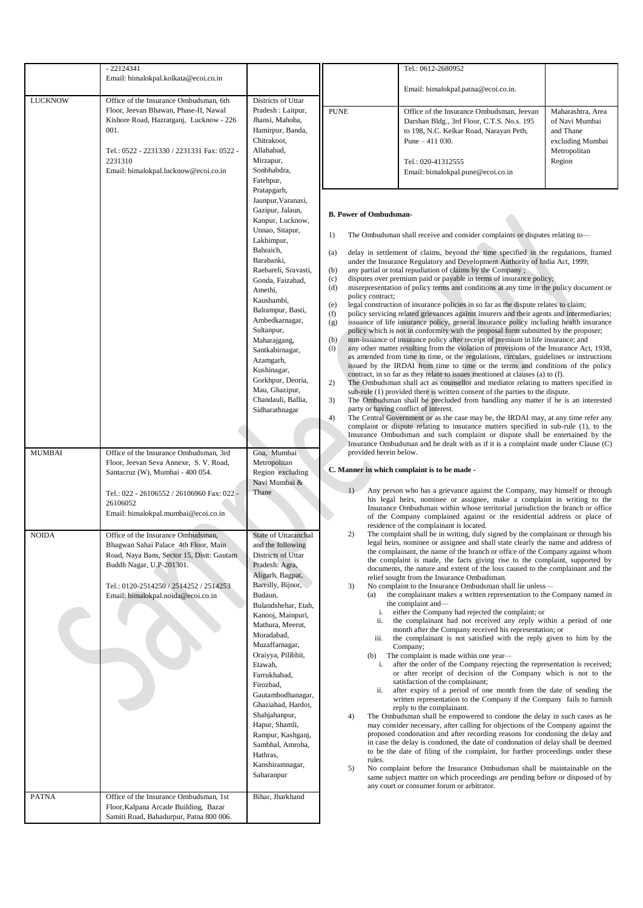|  | - 22124341<br>Email: bimalokpal.kolkata@ecoi.co.in |  |
|---|---|---|
| LUCKNOW | Office of the Insurance Ombudsman, 6th Floor, Jeevan Bhawan, Phase-II, Nawal Kishore Road, Hazratganj, Lucknow - 226 001.<br><br>Tel.: 0522 - 2231330 / 2231331 Fax: 0522 - 2231310<br>Email: bimalokpal.lucknow@ecoi.co.in | Districts of Uttar Pradesh : Laitpur, Jhansi, Mahoba, Hamirpur, Banda, Chitrakoot, Allahabad, Mirzapur, Sonbhabdra, Fatehpur, Pratapgarh, Jaunpur,Varanasi, Gazipur, Jalaun, Kanpur, Lucknow, Unnao, Sitapur, Lakhimpur, Bahraich, Barabanki, Raebareli, Sravasti, Gonda, Faizabad, Amethi, Kaushambi, Balrampur, Basti, Ambedkarnagar, Sultanpur, Maharajgang, Santkabirnagar, Azamgarh, Kushinagar, Gorkhpur, Deoria, Mau, Ghazipur, Chandauli, Ballia, Sidharathnagar |
| MUMBAI | Office of the Insurance Ombudsman, 3rd Floor, Jeevan Seva Annexe, S. V. Road, Santacruz (W), Mumbai - 400 054.<br><br>Tel.: 022 - 26106552 / 26106960 Fax: 022 - 26106052<br>Email: bimalokpal.mumbai@ecoi.co.in | Goa, Mumbai Metropolitan Region excluding Navi Mumbai & Thane |
| NOIDA | Office of the Insurance Ombudsman, Bhagwan Sahai Palace 4th Floor, Main Road, Naya Bans, Sector 15, Distt: Gautam Buddh Nagar, U.P-201301.<br><br>Tel.: 0120-2514250 / 2514252 / 2514253<br>Email: bimalokpal.noida@ecoi.co.in | State of Uttaranchal and the following Districts of Uttar Pradesh: Agra, Aligarh, Bagpat, Bareilly, Bijnor, Budaun, Bulandshehar, Etah, Kanooj, Mainpuri, Mathura, Meerut, Moradabad, Muzaffarnagar, Oraiyya, Pilibhit, Etawah, Farrukhabad, Firozbad, Gautambodhanagar, Ghaziabad, Hardoi, Shahjahanpur, Hapur, Shamli, Rampur, Kashganj, Sambhal, Amroha, Hathras, Kanshiramnagar, Saharanpur |
| PATNA | Office of the Insurance Ombudsman, 1st Floor,Kalpana Arcade Building, Bazar Samiti Road, Bahadurpur, Patna 800 006.<br><br>Tel.: 0612-2680952<br><br>Email: bimalokpal.patna@ecoi.co.in. | Bihar, Jharkhand |
| PUNE | Office of the Insurance Ombudsman, Jeevan Darshan Bldg., 3rd Floor, C.T.S. No.s. 195 to 198, N.C. Kelkar Road, Narayan Peth, Pune – 411 030.<br><br>Tel.: 020-41312555<br>Email: bimalokpal.pune@ecoi.co.in | Maharashtra, Area of Navi Mumbai and Thane excluding Mumbai Metropolitan Region |

**B. Power of Ombudsman-**

1) The Ombudsman shall receive and consider complaints or disputes relating to—

(a) delay in settlement of claims, beyond the time specified in the regulations, framed under the Insurance Regulatory and Development Authority of India Act, 1999;
(b) any partial or total repudiation of claims by the Company ;
(c) disputes over premium paid or payable in terms of insurance policy;
(d) misrepresentation of policy terms and conditions at any time in the policy document or policy contract;
(e) legal construction of insurance policies in so far as the dispute relates to claim;
(f) policy servicing related grievances against insurers and their agents and intermediaries;
(g) issuance of life insurance policy, general insurance policy including health insurance policy which is not in conformity with the proposal form submitted by the proposer;
(h) non-issuance of insurance policy after receipt of premium in life insurance; and
(i) any other matter resulting from the violation of provisions of the Insurance Act, 1938, as amended from time to time, or the regulations, circulars, guidelines or instructions issued by the IRDAI from time to time or the terms and conditions of the policy contract, in so far as they relate to issues mentioned at clauses (a) to (f).

2) The Ombudsman shall act as counsellor and mediator relating to matters specified in sub-rule (1) provided there is written consent of the parties to the dispute.
3) The Ombudsman shall be precluded from handling any matter if he is an interested party or having conflict of interest.
4) The Central Government or as the case may be, the IRDAI may, at any time refer any complaint or dispute relating to insurance matters specified in sub-rule (1), to the Insurance Ombudsman and such complaint or dispute shall be entertained by the Insurance Ombudsman and be dealt with as if it is a complaint made under Clause (C) provided herein below.

**C. Manner in which complaint is to be made -**

1) Any person who has a grievance against the Company, may himself or through his legal heirs, nominee or assignee, make a complaint in writing to the Insurance Ombudsman within whose territorial jurisdiction the branch or office of the Company complained against or the residential address or place of residence of the complainant is located.
2) The complaint shall be in writing, duly signed by the complainant or through his legal heirs, nominee or assignee and shall state clearly the name and address of the complainant, the name of the branch or office of the Company against whom the complaint is made, the facts giving rise to the complaint, supported by documents, the nature and extent of the loss caused to the complainant and the relief sought from the Insurance Ombudsman.
3) No complaint to the Insurance Ombudsman shall lie unless—
   (a) the complainant makes a written representation to the Company named in the complaint and—
      i. either the Company had rejected the complaint; or
      ii. the complainant had not received any reply within a period of one month after the Company received his representation; or
      iii. the complainant is not satisfied with the reply given to him by the Company;
   (b) The complaint is made within one year—
      i. after the order of the Company rejecting the representation is received; or after receipt of decision of the Company which is not to the satisfaction of the complainant;
      ii. after expiry of a period of one month from the date of sending the written representation to the Company if the Company fails to furnish reply to the complainant.
4) The Ombudsman shall be empowered to condone the delay in such cases as he may consider necessary, after calling for objections of the Company against the proposed condonation and after recording reasons for condoning the delay and in case the delay is condoned, the date of condonation of delay shall be deemed to be the date of filing of the complaint, for further proceedings under these rules.
5) No complaint before the Insurance Ombudsman shall be maintainable on the same subject matter on which proceedings are pending before or disposed of by any court or consumer forum or arbitrator.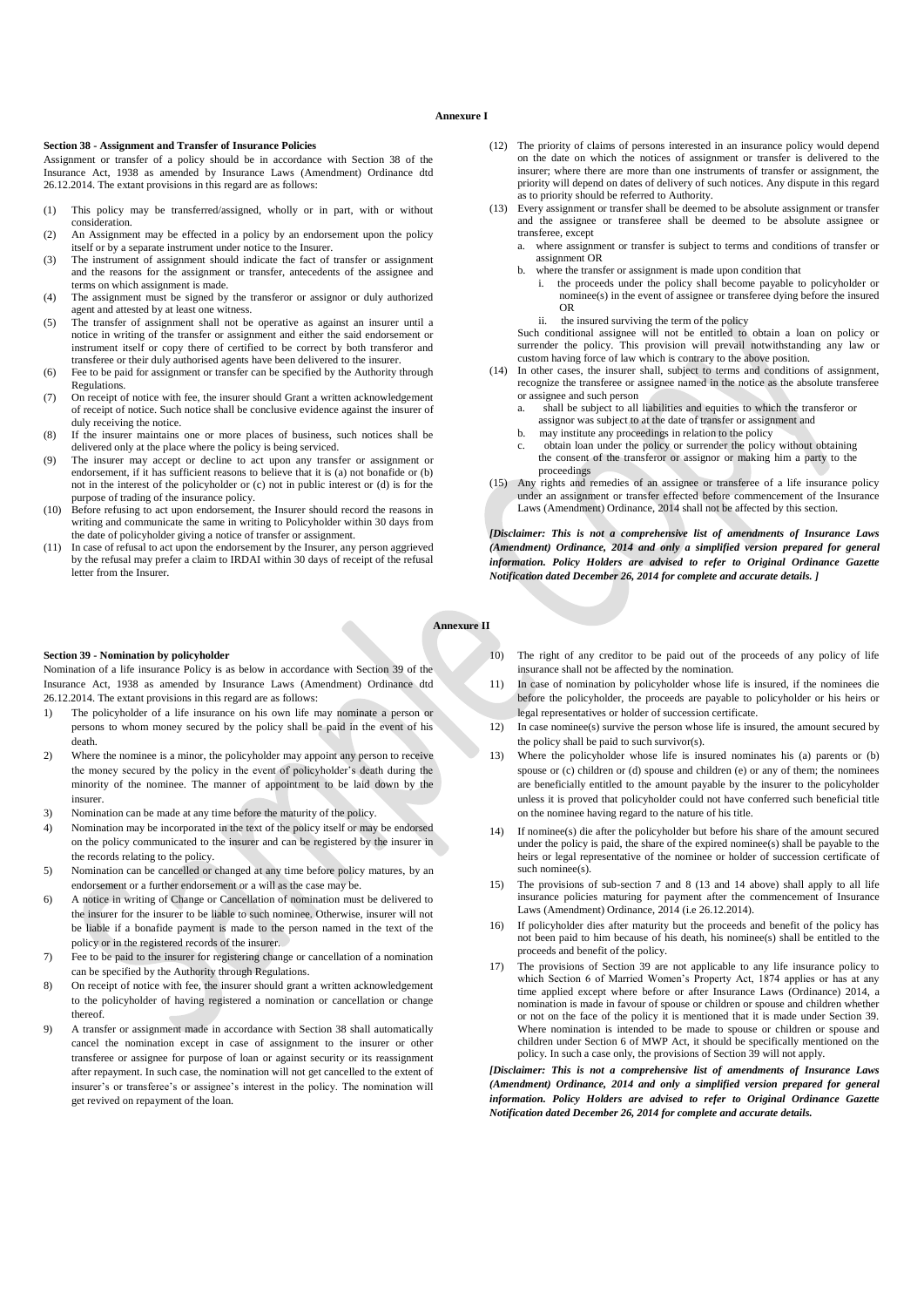## Annexure I

### Section 38 - Assignment and Transfer of Insurance Policies

Assignment or transfer of a policy should be in accordance with Section 38 of the Insurance Act, 1938 as amended by Insurance Laws (Amendment) Ordinance dtd 26.12.2014. The extant provisions in this regard are as follows:

(1) This policy may be transferred/assigned, wholly or in part, with or without consideration.

(2) An Assignment may be effected in a policy by an endorsement upon the policy itself or by a separate instrument under notice to the Insurer.

(3) The instrument of assignment should indicate the fact of transfer or assignment and the reasons for the assignment or transfer, antecedents of the assignee and terms on which assignment is made.

(4) The assignment must be signed by the transferor or assignor or duly authorized agent and attested by at least one witness.

(5) The transfer of assignment shall not be operative as against an insurer until a notice in writing of the transfer or assignment and either the said endorsement or instrument itself or copy there of certified to be correct by both transferor and transferee or their duly authorised agents have been delivered to the insurer.

(6) Fee to be paid for assignment or transfer can be specified by the Authority through Regulations.

(7) On receipt of notice with fee, the insurer should Grant a written acknowledgement of receipt of notice. Such notice shall be conclusive evidence against the insurer of duly receiving the notice.

(8) If the insurer maintains one or more places of business, such notices shall be delivered only at the place where the policy is being serviced.

(9) The insurer may accept or decline to act upon any transfer or assignment or endorsement, if it has sufficient reasons to believe that it is (a) not bonafide or (b) not in the interest of the policyholder or (c) not in public interest or (d) is for the purpose of trading of the insurance policy.

(10) Before refusing to act upon endorsement, the Insurer should record the reasons in writing and communicate the same in writing to Policyholder within 30 days from the date of policyholder giving a notice of transfer or assignment.

(11) In case of refusal to act upon the endorsement by the Insurer, any person aggrieved by the refusal may prefer a claim to IRDAI within 30 days of receipt of the refusal letter from the Insurer.

(12) The priority of claims of persons interested in an insurance policy would depend on the date on which the notices of assignment or transfer is delivered to the insurer; where there are more than one instruments of transfer or assignment, the priority will depend on dates of delivery of such notices. Any dispute in this regard as to priority should be referred to Authority.

(13) Every assignment or transfer shall be deemed to be absolute assignment or transfer and the assignee or transferee shall be deemed to be absolute assignee or transferee, except
   a. where assignment or transfer is subject to terms and conditions of transfer or assignment OR
   b. where the transfer or assignment is made upon condition that
      i. the proceeds under the policy shall become payable to policyholder or nominee(s) in the event of assignee or transferee dying before the insured OR
      ii. the insured surviving the term of the policy

   Such conditional assignee will not be entitled to obtain a loan on policy or surrender the policy. This provision will prevail notwithstanding any law or custom having force of law which is contrary to the above position.

(14) In other cases, the insurer shall, subject to terms and conditions of assignment, recognize the transferee or assignee named in the notice as the absolute transferee or assignee and such person
   a. shall be subject to all liabilities and equities to which the transferor or assignor was subject to at the date of transfer or assignment and
   b. may institute any proceedings in relation to the policy
   c. obtain loan under the policy or surrender the policy without obtaining the consent of the transferor or assignor or making him a party to the proceedings

(15) Any rights and remedies of an assignee or transferee of a life insurance policy under an assignment or transfer effected before commencement of the Insurance Laws (Amendment) Ordinance, 2014 shall not be affected by this section.

***[Disclaimer: This is not a comprehensive list of amendments of Insurance Laws (Amendment) Ordinance, 2014 and only a simplified version prepared for general information. Policy Holders are advised to refer to Original Ordinance Gazette Notification dated December 26, 2014 for complete and accurate details. ]***

## Annexure II

### Section 39 - Nomination by policyholder

Nomination of a life insurance Policy is as below in accordance with Section 39 of the Insurance Act, 1938 as amended by Insurance Laws (Amendment) Ordinance dtd 26.12.2014. The extant provisions in this regard are as follows:

1) The policyholder of a life insurance on his own life may nominate a person or persons to whom money secured by the policy shall be paid in the event of his death.

2) Where the nominee is a minor, the policyholder may appoint any person to receive the money secured by the policy in the event of policyholder's death during the minority of the nominee. The manner of appointment to be laid down by the insurer.

3) Nomination can be made at any time before the maturity of the policy.

4) Nomination may be incorporated in the text of the policy itself or may be endorsed on the policy communicated to the insurer and can be registered by the insurer in the records relating to the policy.

5) Nomination can be cancelled or changed at any time before policy matures, by an endorsement or a further endorsement or a will as the case may be.

6) A notice in writing of Change or Cancellation of nomination must be delivered to the insurer for the insurer to be liable to such nominee. Otherwise, insurer will not be liable if a bonafide payment is made to the person named in the text of the policy or in the registered records of the insurer.

7) Fee to be paid to the insurer for registering change or cancellation of a nomination can be specified by the Authority through Regulations.

8) On receipt of notice with fee, the insurer should grant a written acknowledgement to the policyholder of having registered a nomination or cancellation or change thereof.

9) A transfer or assignment made in accordance with Section 38 shall automatically cancel the nomination except in case of assignment to the insurer or other transferee or assignee for purpose of loan or against security or its reassignment after repayment. In such case, the nomination will not get cancelled to the extent of insurer's or transferee's or assignee's interest in the policy. The nomination will get revived on repayment of the loan.

10) The right of any creditor to be paid out of the proceeds of any policy of life insurance shall not be affected by the nomination.

11) In case of nomination by policyholder whose life is insured, if the nominees die before the policyholder, the proceeds are payable to policyholder or his heirs or legal representatives or holder of succession certificate.

12) In case nominee(s) survive the person whose life is insured, the amount secured by the policy shall be paid to such survivor(s).

13) Where the policyholder whose life is insured nominates his (a) parents or (b) spouse or (c) children or (d) spouse and children (e) or any of them; the nominees are beneficially entitled to the amount payable by the insurer to the policyholder unless it is proved that policyholder could not have conferred such beneficial title on the nominee having regard to the nature of his title.

14) If nominee(s) die after the policyholder but before his share of the amount secured under the policy is paid, the share of the expired nominee(s) shall be payable to the heirs or legal representative of the nominee or holder of succession certificate of such nominee(s).

15) The provisions of sub-section 7 and 8 (13 and 14 above) shall apply to all life insurance policies maturing for payment after the commencement of Insurance Laws (Amendment) Ordinance, 2014 (i.e 26.12.2014).

16) If policyholder dies after maturity but the proceeds and benefit of the policy has not been paid to him because of his death, his nominee(s) shall be entitled to the proceeds and benefit of the policy.

17) The provisions of Section 39 are not applicable to any life insurance policy to which Section 6 of Married Women's Property Act, 1874 applies or has at any time applied except where before or after Insurance Laws (Ordinance) 2014, a nomination is made in favour of spouse or children or spouse and children whether or not on the face of the policy it is mentioned that it is made under Section 39. Where nomination is intended to be made to spouse or children or spouse and children under Section 6 of MWP Act, it should be specifically mentioned on the policy. In such a case only, the provisions of Section 39 will not apply.

***[Disclaimer: This is not a comprehensive list of amendments of Insurance Laws (Amendment) Ordinance, 2014 and only a simplified version prepared for general information. Policy Holders are advised to refer to Original Ordinance Gazette Notification dated December 26, 2014 for complete and accurate details.***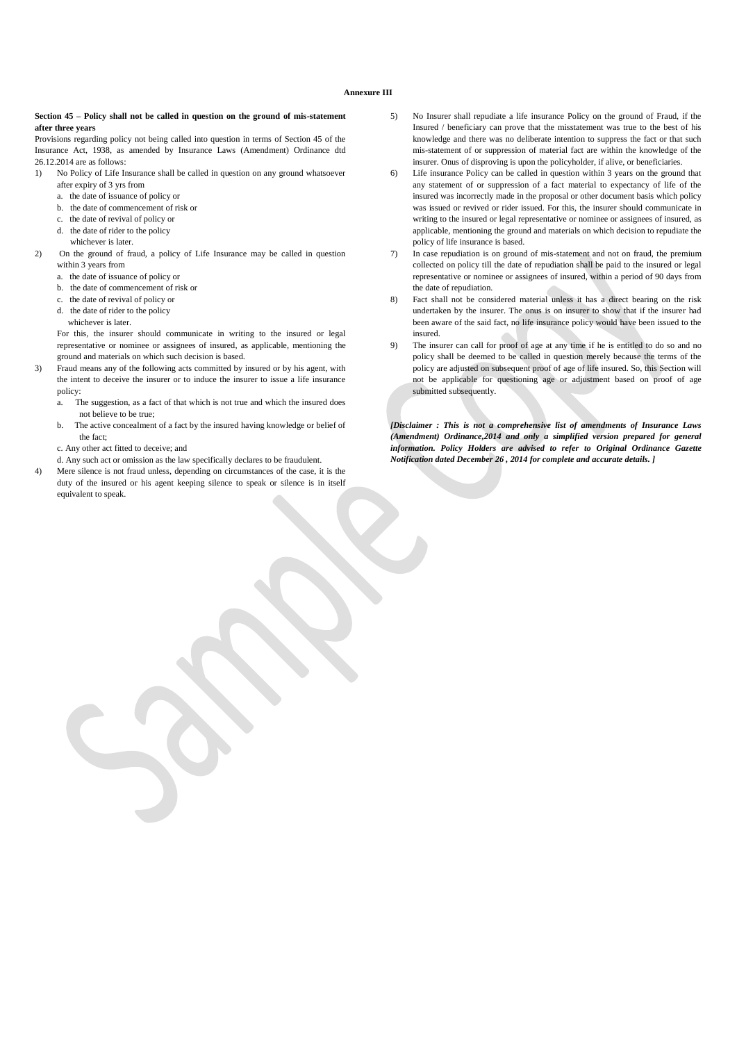## Annexure III

**Section 45 – Policy shall not be called in question on the ground of mis-statement after three years**

Provisions regarding policy not being called into question in terms of Section 45 of the Insurance Act, 1938, as amended by Insurance Laws (Amendment) Ordinance dtd 26.12.2014 are as follows:

1) No Policy of Life Insurance shall be called in question on any ground whatsoever after expiry of 3 yrs from
   a. the date of issuance of policy or
   b. the date of commencement of risk or
   c. the date of revival of policy or
   d. the date of rider to the policy
   
   whichever is later.

2) On the ground of fraud, a policy of Life Insurance may be called in question within 3 years from
   a. the date of issuance of policy or
   b. the date of commencement of risk or
   c. the date of revival of policy or
   d. the date of rider to the policy
   
   whichever is later.
   
   For this, the insurer should communicate in writing to the insured or legal representative or nominee or assignees of insured, as applicable, mentioning the ground and materials on which such decision is based.

3) Fraud means any of the following acts committed by insured or by his agent, with the intent to deceive the insurer or to induce the insurer to issue a life insurance policy:
   a. The suggestion, as a fact of that which is not true and which the insured does not believe to be true;
   b. The active concealment of a fact by the insured having knowledge or belief of the fact;
   c. Any other act fitted to deceive; and
   d. Any such act or omission as the law specifically declares to be fraudulent.

4) Mere silence is not fraud unless, depending on circumstances of the case, it is the duty of the insured or his agent keeping silence to speak or silence is in itself equivalent to speak.

5) No Insurer shall repudiate a life insurance Policy on the ground of Fraud, if the Insured / beneficiary can prove that the misstatement was true to the best of his knowledge and there was no deliberate intention to suppress the fact or that such mis-statement of or suppression of material fact are within the knowledge of the insurer. Onus of disproving is upon the policyholder, if alive, or beneficiaries.

6) Life insurance Policy can be called in question within 3 years on the ground that any statement of or suppression of a fact material to expectancy of life of the insured was incorrectly made in the proposal or other document basis which policy was issued or revived or rider issued. For this, the insurer should communicate in writing to the insured or legal representative or nominee or assignees of insured, as applicable, mentioning the ground and materials on which decision to repudiate the policy of life insurance is based.

7) In case repudiation is on ground of mis-statement and not on fraud, the premium collected on policy till the date of repudiation shall be paid to the insured or legal representative or nominee or assignees of insured, within a period of 90 days from the date of repudiation.

8) Fact shall not be considered material unless it has a direct bearing on the risk undertaken by the insurer. The onus is on insurer to show that if the insurer had been aware of the said fact, no life insurance policy would have been issued to the insured.

9) The insurer can call for proof of age at any time if he is entitled to do so and no policy shall be deemed to be called in question merely because the terms of the policy are adjusted on subsequent proof of age of life insured. So, this Section will not be applicable for questioning age or adjustment based on proof of age submitted subsequently.

***[Disclaimer : This is not a comprehensive list of amendments of Insurance Laws (Amendment) Ordinance,2014 and only a simplified version prepared for general information. Policy Holders are advised to refer to Original Ordinance Gazette Notification dated December 26 , 2014 for complete and accurate details. ]***